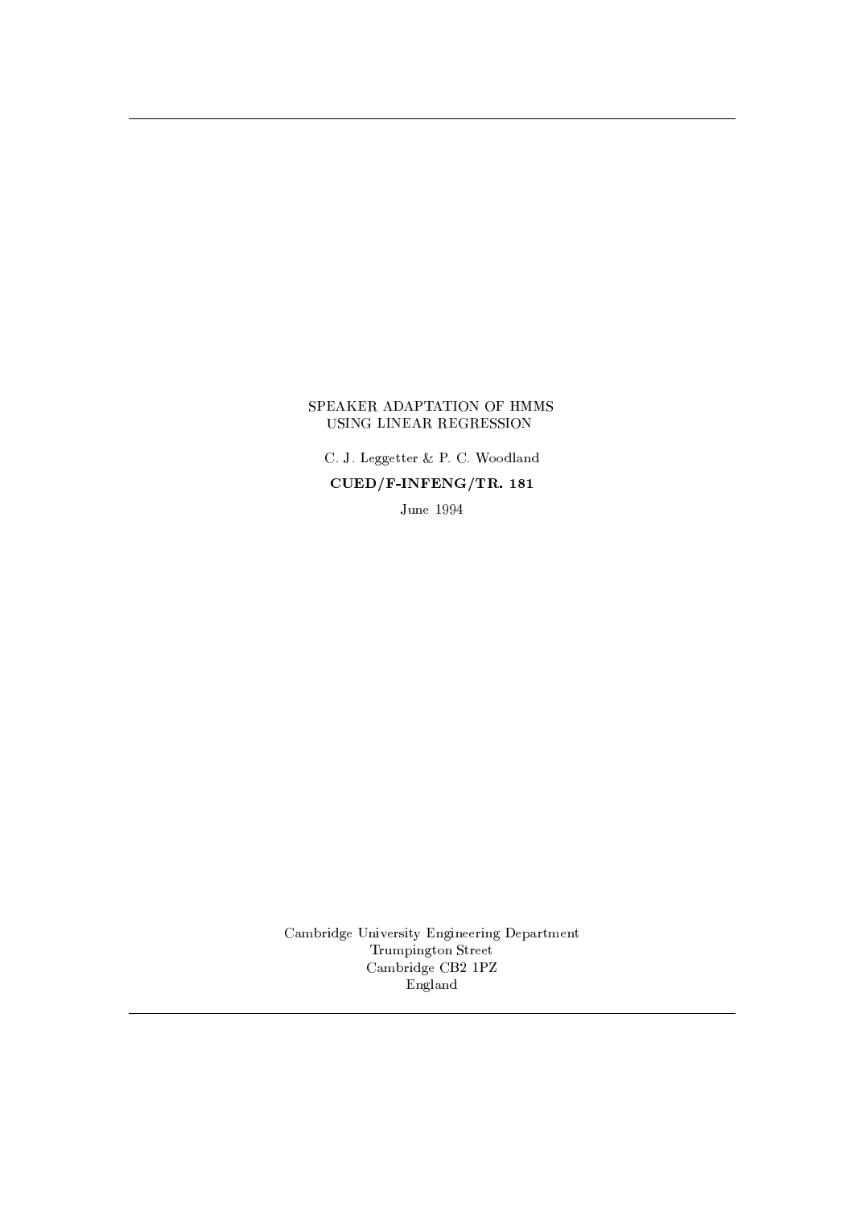# SPEAKER ADAPTATION OF HMMS USING LINEAR REGRESSION

C. J. Leggetter & P. C. Woodland

**CUED/F-INFENG/TR. 181**

June 1994

Cambridge University Engineering Department
Trumpington Street
Cambridge CB2 1PZ
England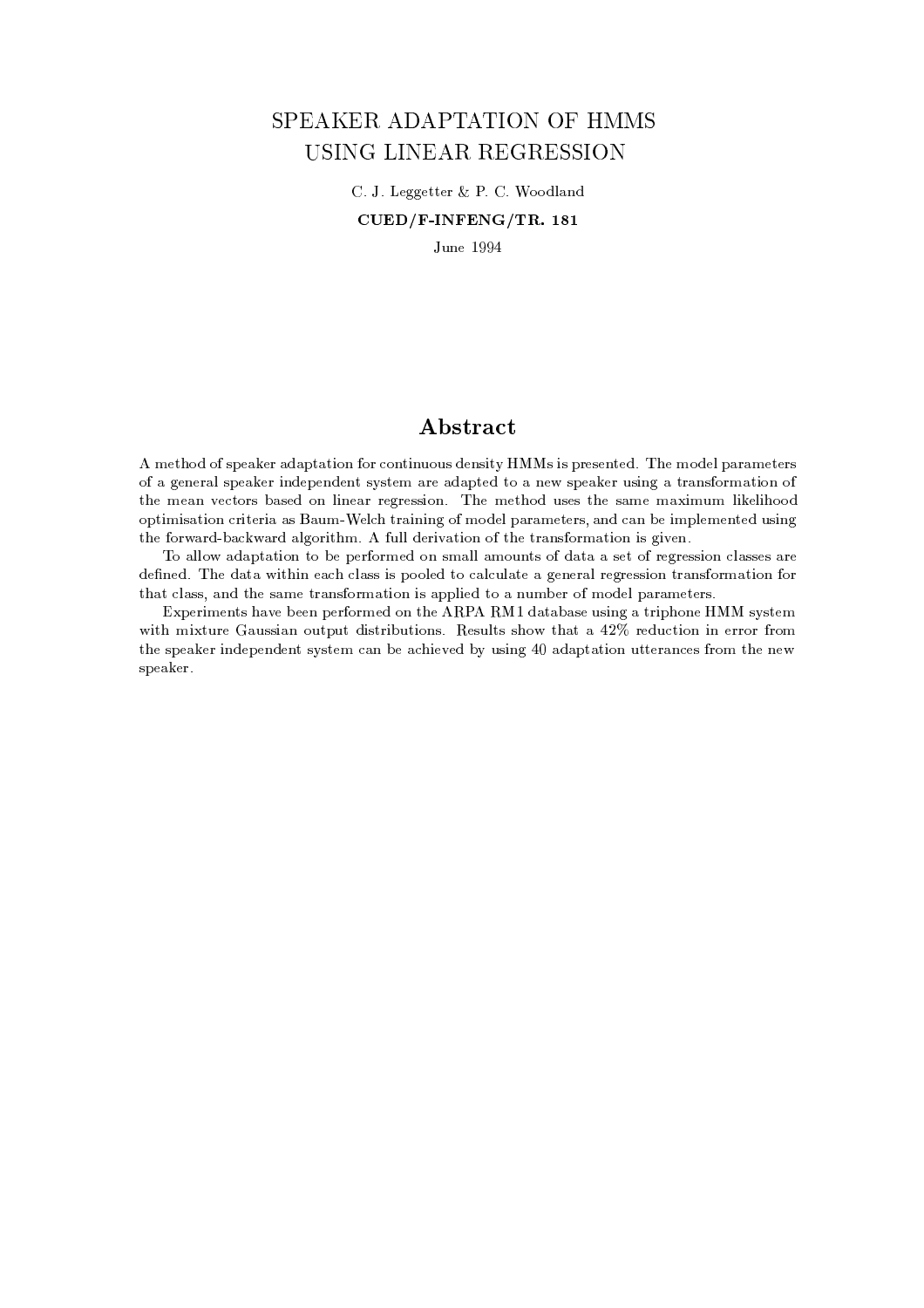# SPEAKER ADAPTATION OF HMMS USING LINEAR REGRESSION

C. J. Leggetter & P. C. Woodland

**CUED/F-INFENG/TR. 181**

June 1994

## Abstract

A method of speaker adaptation for continuous density HMMs is presented. The model parameters of a general speaker independent system are adapted to a new speaker using a transformation of the mean vectors based on linear regression. The method uses the same maximum likelihood optimisation criteria as Baum-Welch training of model parameters, and can be implemented using the forward-backward algorithm. A full derivation of the transformation is given.

To allow adaptation to be performed on small amounts of data a set of regression classes are defined. The data within each class is pooled to calculate a general regression transformation for that class, and the same transformation is applied to a number of model parameters.

Experiments have been performed on the ARPA RM1 database using a triphone HMM system with mixture Gaussian output distributions. Results show that a 42% reduction in error from the speaker independent system can be achieved by using 40 adaptation utterances from the new speaker.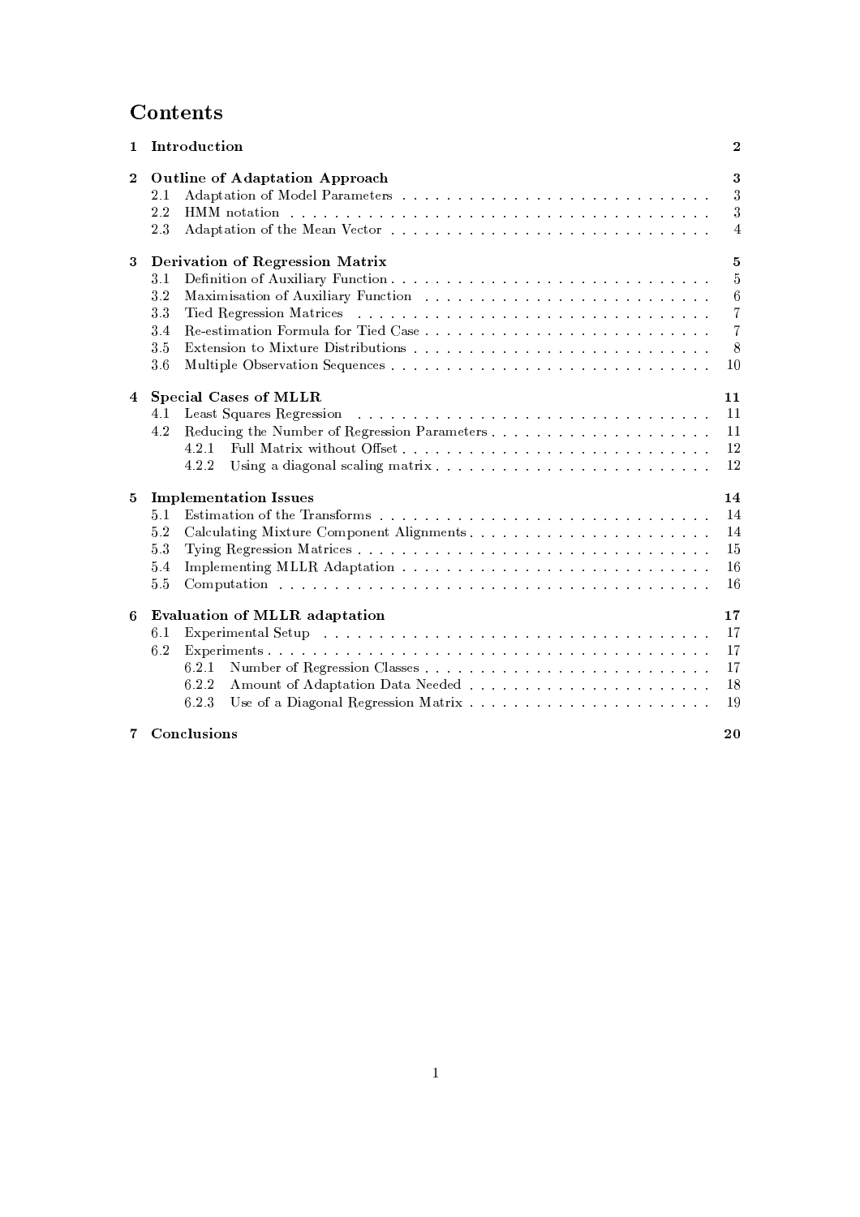# Contents

**1 Introduction** **2**

**2 Outline of Adaptation Approach** **3**
- 2.1 Adaptation of Model Parameters . . . . . . . . . . 3
- 2.2 HMM notation . . . . . . . . . . 3
- 2.3 Adaptation of the Mean Vector . . . . . . . . . . 4

**3 Derivation of Regression Matrix** **5**
- 3.1 Definition of Auxiliary Function . . . . . . . . . . 5
- 3.2 Maximisation of Auxiliary Function . . . . . . . . . . 6
- 3.3 Tied Regression Matrices . . . . . . . . . . 7
- 3.4 Re-estimation Formula for Tied Case . . . . . . . . . . 7
- 3.5 Extension to Mixture Distributions . . . . . . . . . . 8
- 3.6 Multiple Observation Sequences . . . . . . . . . . 10

**4 Special Cases of MLLR** **11**
- 4.1 Least Squares Regression . . . . . . . . . . 11
- 4.2 Reducing the Number of Regression Parameters . . . . . . . . . . 11
  - 4.2.1 Full Matrix without Offset . . . . . . . . . . 12
  - 4.2.2 Using a diagonal scaling matrix . . . . . . . . . . 12

**5 Implementation Issues** **14**
- 5.1 Estimation of the Transforms . . . . . . . . . . 14
- 5.2 Calculating Mixture Component Alignments . . . . . . . . . . 14
- 5.3 Tying Regression Matrices . . . . . . . . . . 15
- 5.4 Implementing MLLR Adaptation . . . . . . . . . . 16
- 5.5 Computation . . . . . . . . . . 16

**6 Evaluation of MLLR adaptation** **17**
- 6.1 Experimental Setup . . . . . . . . . . 17
- 6.2 Experiments . . . . . . . . . . 17
  - 6.2.1 Number of Regression Classes . . . . . . . . . . 17
  - 6.2.2 Amount of Adaptation Data Needed . . . . . . . . . . 18
  - 6.2.3 Use of a Diagonal Regression Matrix . . . . . . . . . . 19

**7 Conclusions** **20**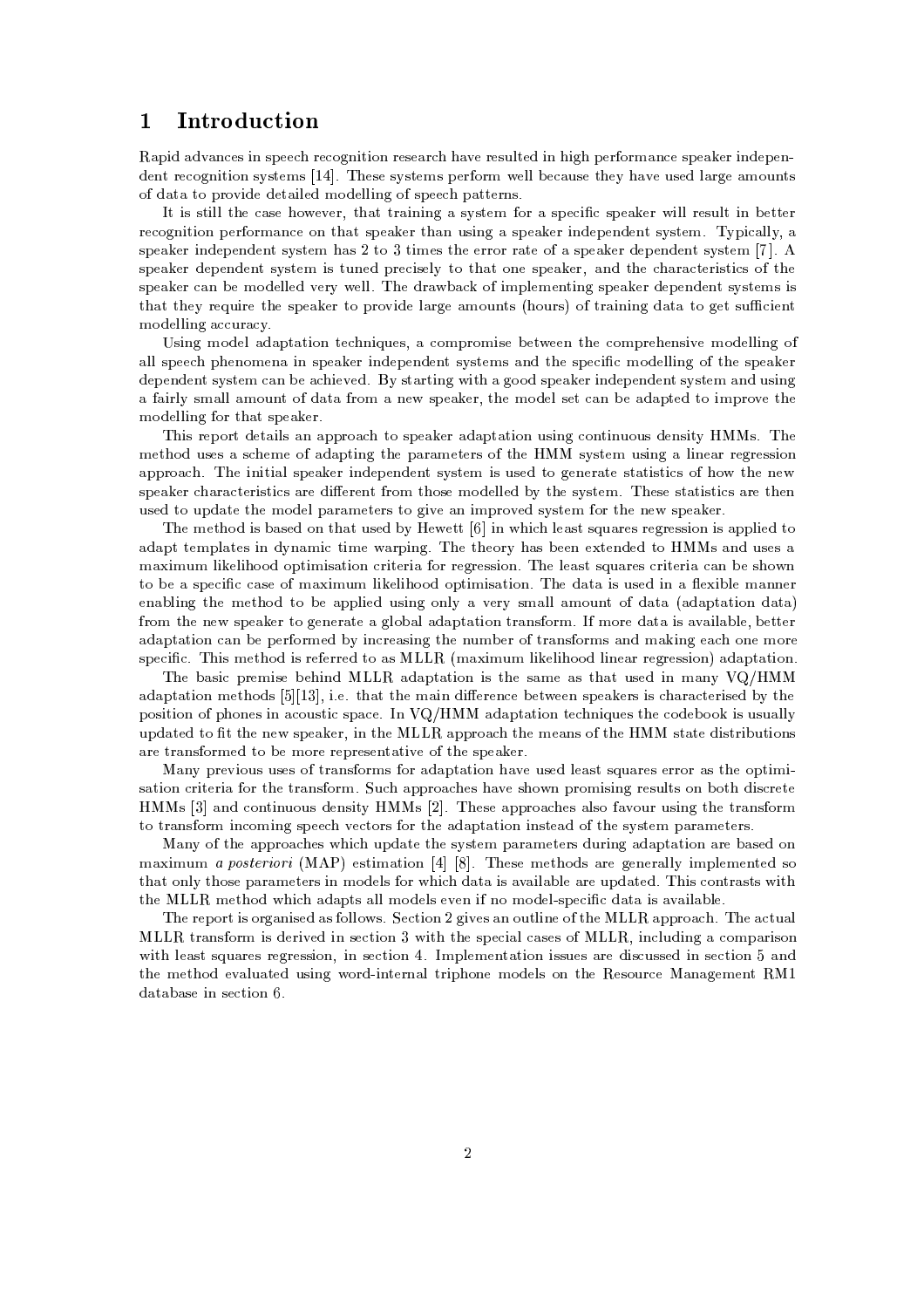# 1 Introduction

Rapid advances in speech recognition research have resulted in high performance speaker independent recognition systems [14]. These systems perform well because they have used large amounts of data to provide detailed modelling of speech patterns.

It is still the case however, that training a system for a specific speaker will result in better recognition performance on that speaker than using a speaker independent system. Typically, a speaker independent system has 2 to 3 times the error rate of a speaker dependent system [7]. A speaker dependent system is tuned precisely to that one speaker, and the characteristics of the speaker can be modelled very well. The drawback of implementing speaker dependent systems is that they require the speaker to provide large amounts (hours) of training data to get sufficient modelling accuracy.

Using model adaptation techniques, a compromise between the comprehensive modelling of all speech phenomena in speaker independent systems and the specific modelling of the speaker dependent system can be achieved. By starting with a good speaker independent system and using a fairly small amount of data from a new speaker, the model set can be adapted to improve the modelling for that speaker.

This report details an approach to speaker adaptation using continuous density HMMs. The method uses a scheme of adapting the parameters of the HMM system using a linear regression approach. The initial speaker independent system is used to generate statistics of how the new speaker characteristics are different from those modelled by the system. These statistics are then used to update the model parameters to give an improved system for the new speaker.

The method is based on that used by Hewett [6] in which least squares regression is applied to adapt templates in dynamic time warping. The theory has been extended to HMMs and uses a maximum likelihood optimisation criteria for regression. The least squares criteria can be shown to be a specific case of maximum likelihood optimisation. The data is used in a flexible manner enabling the method to be applied using only a very small amount of data (adaptation data) from the new speaker to generate a global adaptation transform. If more data is available, better adaptation can be performed by increasing the number of transforms and making each one more specific. This method is referred to as MLLR (maximum likelihood linear regression) adaptation.

The basic premise behind MLLR adaptation is the same as that used in many VQ/HMM adaptation methods [5][13], i.e. that the main difference between speakers is characterised by the position of phones in acoustic space. In VQ/HMM adaptation techniques the codebook is usually updated to fit the new speaker, in the MLLR approach the means of the HMM state distributions are transformed to be more representative of the speaker.

Many previous uses of transforms for adaptation have used least squares error as the optimisation criteria for the transform. Such approaches have shown promising results on both discrete HMMs [3] and continuous density HMMs [2]. These approaches also favour using the transform to transform incoming speech vectors for the adaptation instead of the system parameters.

Many of the approaches which update the system parameters during adaptation are based on maximum *a posteriori* (MAP) estimation [4] [8]. These methods are generally implemented so that only those parameters in models for which data is available are updated. This contrasts with the MLLR method which adapts all models even if no model-specific data is available.

The report is organised as follows. Section 2 gives an outline of the MLLR approach. The actual MLLR transform is derived in section 3 with the special cases of MLLR, including a comparison with least squares regression, in section 4. Implementation issues are discussed in section 5 and the method evaluated using word-internal triphone models on the Resource Management RM1 database in section 6.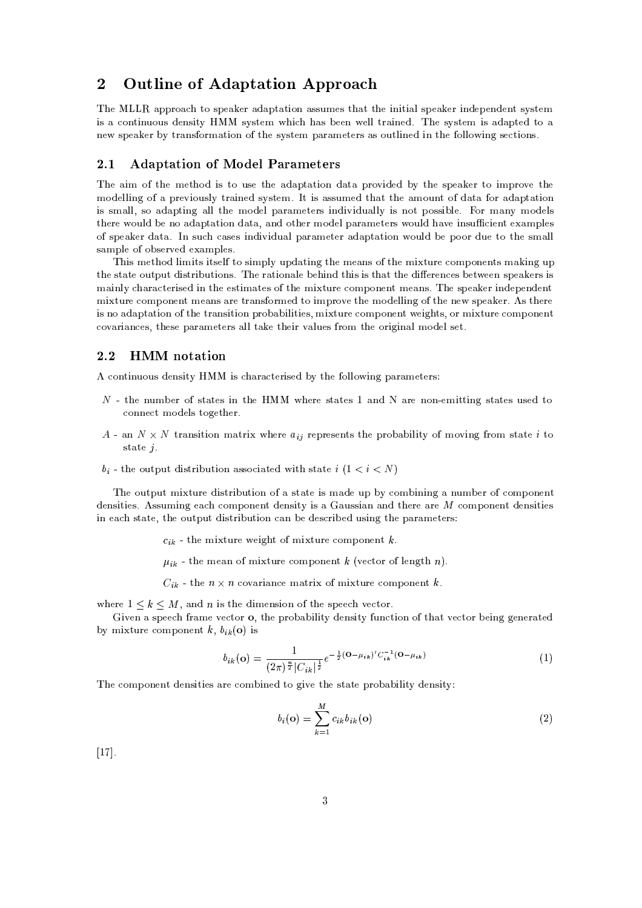## 2 Outline of Adaptation Approach

The MLLR approach to speaker adaptation assumes that the initial speaker independent system is a continuous density HMM system which has been well trained. The system is adapted to a new speaker by transformation of the system parameters as outlined in the following sections.

### 2.1 Adaptation of Model Parameters

The aim of the method is to use the adaptation data provided by the speaker to improve the modelling of a previously trained system. It is assumed that the amount of data for adaptation is small, so adapting all the model parameters individually is not possible. For many models there would be no adaptation data, and other model parameters would have insufficient examples of speaker data. In such cases individual parameter adaptation would be poor due to the small sample of observed examples.

This method limits itself to simply updating the means of the mixture components making up the state output distributions. The rationale behind this is that the differences between speakers is mainly characterised in the estimates of the mixture component means. The speaker independent mixture component means are transformed to improve the modelling of the new speaker. As there is no adaptation of the transition probabilities, mixture component weights, or mixture component covariances, these parameters all take their values from the original model set.

### 2.2 HMM notation

A continuous density HMM is characterised by the following parameters:

$N$ - the number of states in the HMM where states 1 and N are non-emitting states used to connect models together.

$A$ - an $N \times N$ transition matrix where $a_{ij}$ represents the probability of moving from state $i$ to state $j$.

$b_i$ - the output distribution associated with state $i$ $(1 < i < N)$

The output mixture distribution of a state is made up by combining a number of component densities. Assuming each component density is a Gaussian and there are $M$ component densities in each state, the output distribution can be described using the parameters:

$c_{ik}$ - the mixture weight of mixture component $k$.

$\mu_{ik}$ - the mean of mixture component $k$ (vector of length $n$).

$C_{ik}$ - the $n \times n$ covariance matrix of mixture component $k$.

where $1 \leq k \leq M$, and $n$ is the dimension of the speech vector.

Given a speech frame vector $\mathbf{o}$, the probability density function of that vector being generated by mixture component $k$, $b_{ik}(\mathbf{o})$ is

$$b_{ik}(\mathbf{o}) = \frac{1}{(2\pi)^{\frac{n}{2}} |C_{ik}|^{\frac{1}{2}}} e^{-\frac{1}{2}(\mathbf{o}-\mu_{ik})' C_{ik}^{-1} (\mathbf{o}-\mu_{ik})} \tag{1}$$

The component densities are combined to give the state probability density:

$$b_i(\mathbf{o}) = \sum_{k=1}^{M} c_{ik} b_{ik}(\mathbf{o}) \tag{2}$$

[17].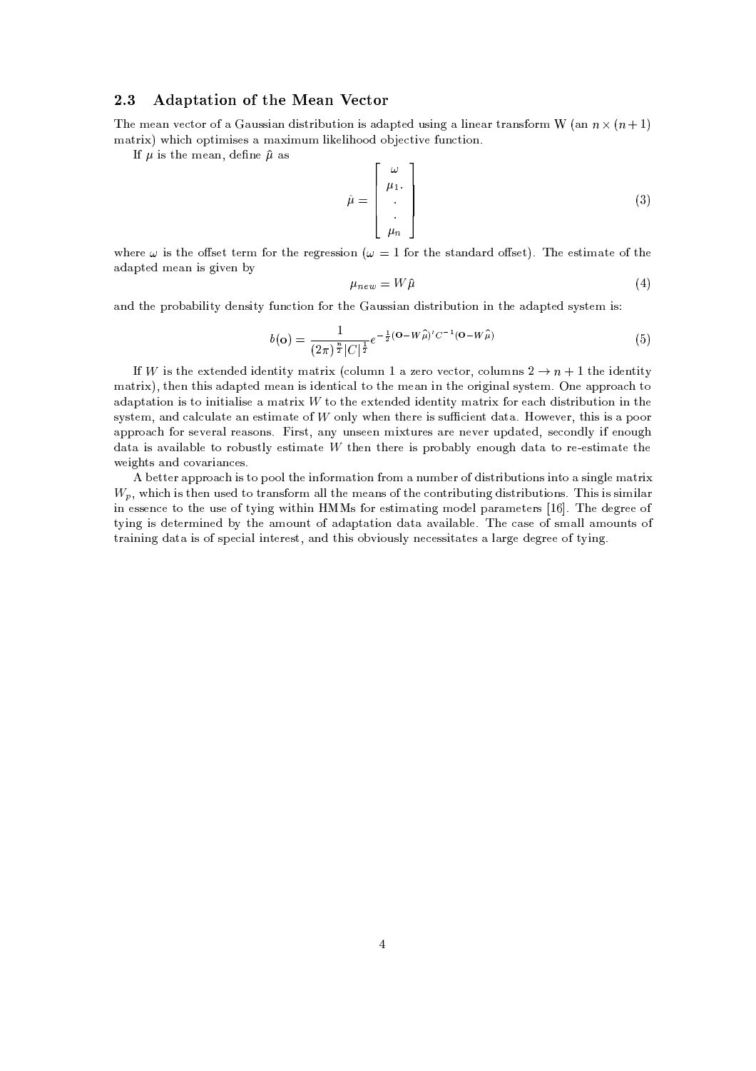## 2.3 Adaptation of the Mean Vector

The mean vector of a Gaussian distribution is adapted using a linear transform W (an $n \times (n+1)$ matrix) which optimises a maximum likelihood objective function.

If $\mu$ is the mean, define $\hat{\mu}$ as

$$\hat{\mu} = \begin{bmatrix} \omega \\ \mu_1. \\ . \\ . \\ \mu_n \end{bmatrix} \tag{3}$$

where $\omega$ is the offset term for the regression ($\omega = 1$ for the standard offset). The estimate of the adapted mean is given by

$$\mu_{new} = W\hat{\mu} \tag{4}$$

and the probability density function for the Gaussian distribution in the adapted system is:

$$b(\mathbf{o}) = \frac{1}{(2\pi)^{\frac{n}{2}}|C|^{\frac{1}{2}}} e^{-\frac{1}{2}(\mathbf{O}-W\hat{\mu})'C^{-1}(\mathbf{O}-W\hat{\mu})} \tag{5}$$

If $W$ is the extended identity matrix (column 1 a zero vector, columns $2 \rightarrow n+1$ the identity matrix), then this adapted mean is identical to the mean in the original system. One approach to adaptation is to initialise a matrix $W$ to the extended identity matrix for each distribution in the system, and calculate an estimate of $W$ only when there is sufficient data. However, this is a poor approach for several reasons. First, any unseen mixtures are never updated, secondly if enough data is available to robustly estimate $W$ then there is probably enough data to re-estimate the weights and covariances.

A better approach is to pool the information from a number of distributions into a single matrix $W_p$, which is then used to transform all the means of the contributing distributions. This is similar in essence to the use of tying within HMMs for estimating model parameters [16]. The degree of tying is determined by the amount of adaptation data available. The case of small amounts of training data is of special interest, and this obviously necessitates a large degree of tying.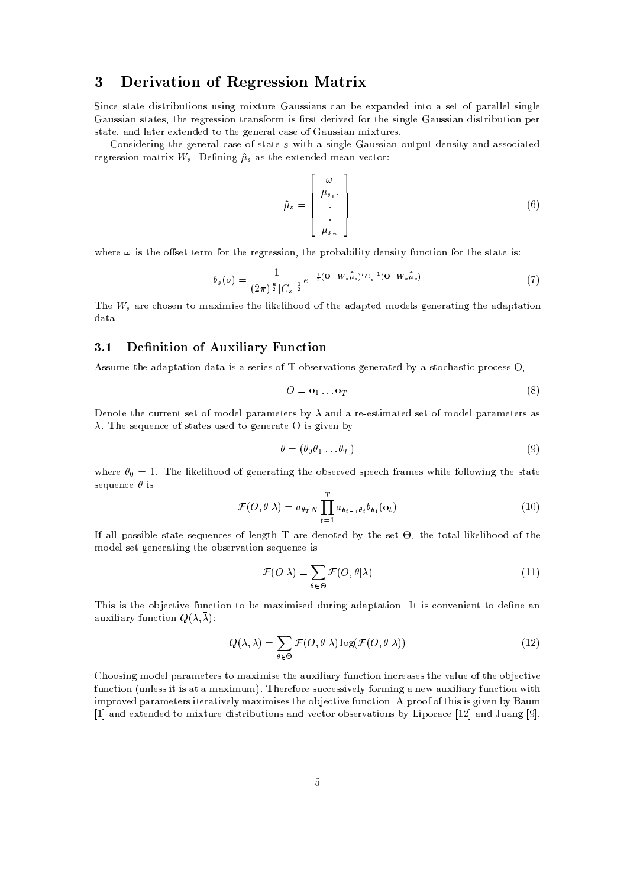## 3 Derivation of Regression Matrix

Since state distributions using mixture Gaussians can be expanded into a set of parallel single Gaussian states, the regression transform is first derived for the single Gaussian distribution per state, and later extended to the general case of Gaussian mixtures.

Considering the general case of state $s$ with a single Gaussian output density and associated regression matrix $W_s$. Defining $\hat{\mu}_s$ as the extended mean vector:

$$\hat{\mu}_s = \begin{bmatrix} \omega \\ \mu_{s_1} \\ \cdot \\ \cdot \\ \mu_{s_n} \end{bmatrix} \tag{6}$$

where $\omega$ is the offset term for the regression, the probability density function for the state is:

$$b_s(o) = \frac{1}{(2\pi)^{\frac{n}{2}} |C_s|^{\frac{1}{2}}} e^{-\frac{1}{2}(\mathbf{O} - W_s\hat{\mu}_s)' C_s^{-1} (\mathbf{O} - W_s\hat{\mu}_s)} \tag{7}$$

The $W_s$ are chosen to maximise the likelihood of the adapted models generating the adaptation data.

### 3.1 Definition of Auxiliary Function

Assume the adaptation data is a series of T observations generated by a stochastic process O,

$$O = \mathbf{o}_1 \ldots \mathbf{o}_T \tag{8}$$

Denote the current set of model parameters by $\lambda$ and a re-estimated set of model parameters as $\bar{\lambda}$. The sequence of states used to generate O is given by

$$\theta = (\theta_0 \theta_1 \ldots \theta_T) \tag{9}$$

where $\theta_0 = 1$. The likelihood of generating the observed speech frames while following the state sequence $\theta$ is

$$\mathcal{F}(O, \theta | \lambda) = a_{\theta_T N} \prod_{t=1}^{T} a_{\theta_{t-1}\theta_t} b_{\theta_t}(\mathbf{o}_t) \tag{10}$$

If all possible state sequences of length T are denoted by the set $\Theta$, the total likelihood of the model set generating the observation sequence is

$$\mathcal{F}(O|\lambda) = \sum_{\theta \in \Theta} \mathcal{F}(O, \theta | \lambda) \tag{11}$$

This is the objective function to be maximised during adaptation. It is convenient to define an auxiliary function $Q(\lambda, \bar{\lambda})$:

$$Q(\lambda, \bar{\lambda}) = \sum_{\theta \in \Theta} \mathcal{F}(O, \theta | \lambda) \log(\mathcal{F}(O, \theta | \bar{\lambda})) \tag{12}$$

Choosing model parameters to maximise the auxiliary function increases the value of the objective function (unless it is at a maximum). Therefore successively forming a new auxiliary function with improved parameters iteratively maximises the objective function. A proof of this is given by Baum [1] and extended to mixture distributions and vector observations by Liporace [12] and Juang [9].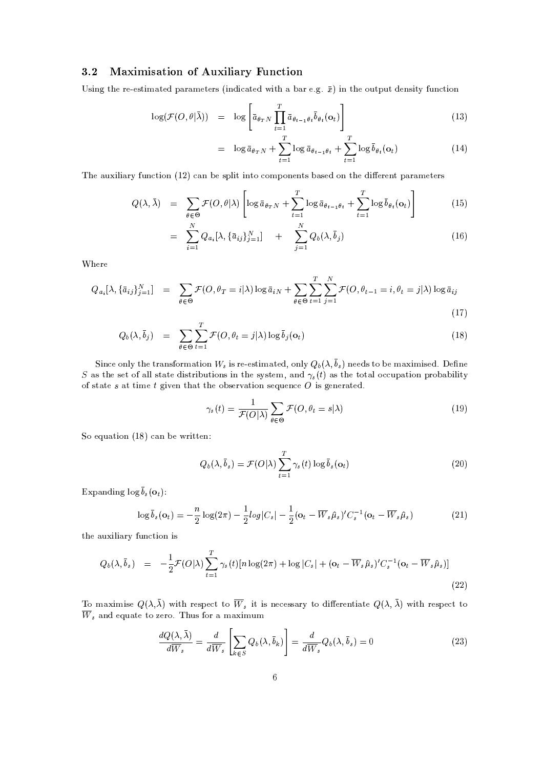### 3.2 Maximisation of Auxiliary Function

Using the re-estimated parameters (indicated with a bar e.g. $\bar{x}$) in the output density function

$$
\begin{aligned}
\log(\mathcal{F}(O,\theta|\bar{\lambda})) &= \log\left[\bar{a}_{\theta_T N}\prod_{t=1}^{T}\bar{a}_{\theta_{t-1}\theta_t}\bar{b}_{\theta_t}(\mathbf{o}_t)\right] && (13)\\
&= \log\bar{a}_{\theta_T N} + \sum_{t=1}^{T}\log\bar{a}_{\theta_{t-1}\theta_t} + \sum_{t=1}^{T}\log\bar{b}_{\theta_t}(\mathbf{o}_t) && (14)
\end{aligned}
$$

The auxiliary function (12) can be split into components based on the different parameters

$$
\begin{aligned}
Q(\lambda,\bar{\lambda}) &= \sum_{\theta\in\Theta}\mathcal{F}(O,\theta|\lambda)\left[\log\bar{a}_{\theta_T N} + \sum_{t=1}^{T}\log\bar{a}_{\theta_{t-1}\theta_t} + \sum_{t=1}^{T}\log\bar{b}_{\theta_t}(\mathbf{o}_t)\right] && (15)\\
&= \sum_{i=1}^{N} Q_{a_i}[\lambda,\{\bar{a}_{ij}\}_{j=1}^{N}] \quad + \quad \sum_{j=1}^{N} Q_b(\lambda,\bar{b}_j) && (16)
\end{aligned}
$$

Where

$$
Q_{a_i}[\lambda,\{\bar{a}_{ij}\}_{j=1}^{N}] = \sum_{\theta\in\Theta}\mathcal{F}(O,\theta_T=i|\lambda)\log\bar{a}_{iN} + \sum_{\theta\in\Theta}\sum_{t=1}^{T}\sum_{j=1}^{N}\mathcal{F}(O,\theta_{t-1}=i,\theta_t=j|\lambda)\log\bar{a}_{ij} \tag{17}
$$

$$
Q_b(\lambda,\bar{b}_j) = \sum_{\theta\in\Theta}\sum_{t=1}^{T}\mathcal{F}(O,\theta_t=j|\lambda)\log\bar{b}_j(\mathbf{o}_t) \tag{18}
$$

Since only the transformation $W_s$ is re-estimated, only $Q_b(\lambda,\bar{b}_s)$ needs to be maximised. Define $S$ as the set of all state distributions in the system, and $\gamma_s(t)$ as the total occupation probability of state $s$ at time $t$ given that the observation sequence $O$ is generated.

$$
\gamma_s(t) = \frac{1}{\mathcal{F}(O|\lambda)}\sum_{\theta\in\Theta}\mathcal{F}(O,\theta_t=s|\lambda) \tag{19}
$$

So equation (18) can be written:

$$
Q_b(\lambda,\bar{b}_s) = \mathcal{F}(O|\lambda)\sum_{t=1}^{T}\gamma_s(t)\log\bar{b}_s(\mathbf{o}_t) \tag{20}
$$

Expanding $\log\bar{b}_s(\mathbf{o}_t)$:

$$
\log\bar{b}_s(\mathbf{o}_t) = -\frac{n}{2}\log(2\pi) - \frac{1}{2}log|C_s| - \frac{1}{2}(\mathbf{o}_t - \overline{W}_s\hat{\mu}_s)'C_s^{-1}(\mathbf{o}_t - \overline{W}_s\hat{\mu}_s) \tag{21}
$$

the auxiliary function is

$$
Q_b(\lambda,\bar{b}_s) = -\frac{1}{2}\mathcal{F}(O|\lambda)\sum_{t=1}^{T}\gamma_s(t)[n\log(2\pi) + \log|C_s| + (\mathbf{o}_t - \overline{W}_s\hat{\mu}_s)'C_s^{-1}(\mathbf{o}_t - \overline{W}_s\hat{\mu}_s)] \tag{22}
$$

To maximise $Q(\lambda,\bar{\lambda})$ with respect to $\overline{W}_s$ it is necessary to differentiate $Q(\lambda,\bar{\lambda})$ with respect to $\overline{W}_s$ and equate to zero. Thus for a maximum

$$
\frac{dQ(\lambda,\bar{\lambda})}{d\overline{W}_s} = \frac{d}{d\overline{W}_s}\left[\sum_{k\in S}Q_b(\lambda,\bar{b}_k)\right] = \frac{d}{d\overline{W}_s}Q_b(\lambda,\bar{b}_s) = 0 \tag{23}
$$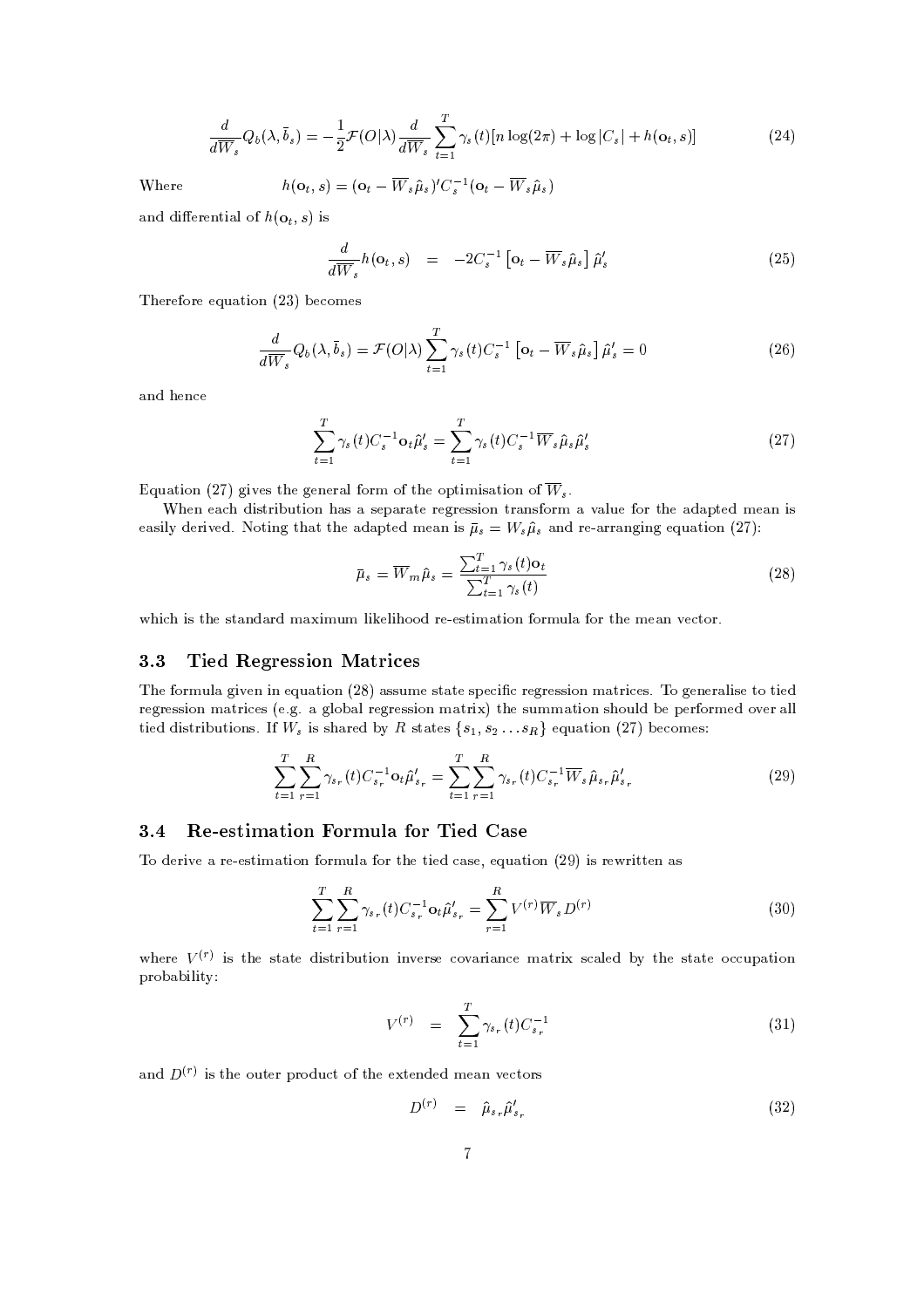$$\frac{d}{d\overline{W}_s} Q_b(\lambda, \bar{b}_s) = -\frac{1}{2}\mathcal{F}(O|\lambda)\frac{d}{d\overline{W}_s}\sum_{t=1}^{T}\gamma_s(t)[n\log(2\pi) + \log|C_s| + h(\mathbf{o}_t, s)] \tag{24}$$

Where $\quad h(\mathbf{o}_t, s) = (\mathbf{o}_t - \overline{W}_s\hat{\mu}_s)' C_s^{-1}(\mathbf{o}_t - \overline{W}_s\hat{\mu}_s)$

and differential of $h(\mathbf{o}_t, s)$ is

$$\frac{d}{d\overline{W}_s} h(\mathbf{o}_t, s) \quad = \quad -2C_s^{-1}\left[\mathbf{o}_t - \overline{W}_s\hat{\mu}_s\right]\hat{\mu}_s' \tag{25}$$

Therefore equation (23) becomes

$$\frac{d}{d\overline{W}_s} Q_b(\lambda, \bar{b}_s) = \mathcal{F}(O|\lambda)\sum_{t=1}^{T}\gamma_s(t)C_s^{-1}\left[\mathbf{o}_t - \overline{W}_s\hat{\mu}_s\right]\hat{\mu}_s' = 0 \tag{26}$$

and hence

$$\sum_{t=1}^{T}\gamma_s(t)C_s^{-1}\mathbf{o}_t\hat{\mu}_s' = \sum_{t=1}^{T}\gamma_s(t)C_s^{-1}\overline{W}_s\hat{\mu}_s\hat{\mu}_s' \tag{27}$$

Equation (27) gives the general form of the optimisation of $\overline{W}_s$.

When each distribution has a separate regression transform a value for the adapted mean is easily derived. Noting that the adapted mean is $\bar{\mu}_s = W_s\hat{\mu}_s$ and re-arranging equation (27):

$$\bar{\mu}_s = \overline{W}_m\hat{\mu}_s = \frac{\sum_{t=1}^{T}\gamma_s(t)\mathbf{o}_t}{\sum_{t=1}^{T}\gamma_s(t)} \tag{28}$$

which is the standard maximum likelihood re-estimation formula for the mean vector.

### 3.3 Tied Regression Matrices

The formula given in equation (28) assume state specific regression matrices. To generalise to tied regression matrices (e.g. a global regression matrix) the summation should be performed over all tied distributions. If $W_s$ is shared by $R$ states $\{s_1, s_2 \ldots s_R\}$ equation (27) becomes:

$$\sum_{t=1}^{T}\sum_{r=1}^{R}\gamma_{s_r}(t)C_{s_r}^{-1}\mathbf{o}_t\hat{\mu}_{s_r}' = \sum_{t=1}^{T}\sum_{r=1}^{R}\gamma_{s_r}(t)C_{s_r}^{-1}\overline{W}_s\hat{\mu}_{s_r}\hat{\mu}_{s_r}' \tag{29}$$

### 3.4 Re-estimation Formula for Tied Case

To derive a re-estimation formula for the tied case, equation (29) is rewritten as

$$\sum_{t=1}^{T}\sum_{r=1}^{R}\gamma_{s_r}(t)C_{s_r}^{-1}\mathbf{o}_t\hat{\mu}_{s_r}' = \sum_{r=1}^{R}V^{(r)}\overline{W}_s D^{(r)} \tag{30}$$

where $V^{(r)}$ is the state distribution inverse covariance matrix scaled by the state occupation probability:

$$V^{(r)} \quad = \quad \sum_{t=1}^{T}\gamma_{s_r}(t)C_{s_r}^{-1} \tag{31}$$

and $D^{(r)}$ is the outer product of the extended mean vectors

$$D^{(r)} \quad = \quad \hat{\mu}_{s_r}\hat{\mu}_{s_r}' \tag{32}$$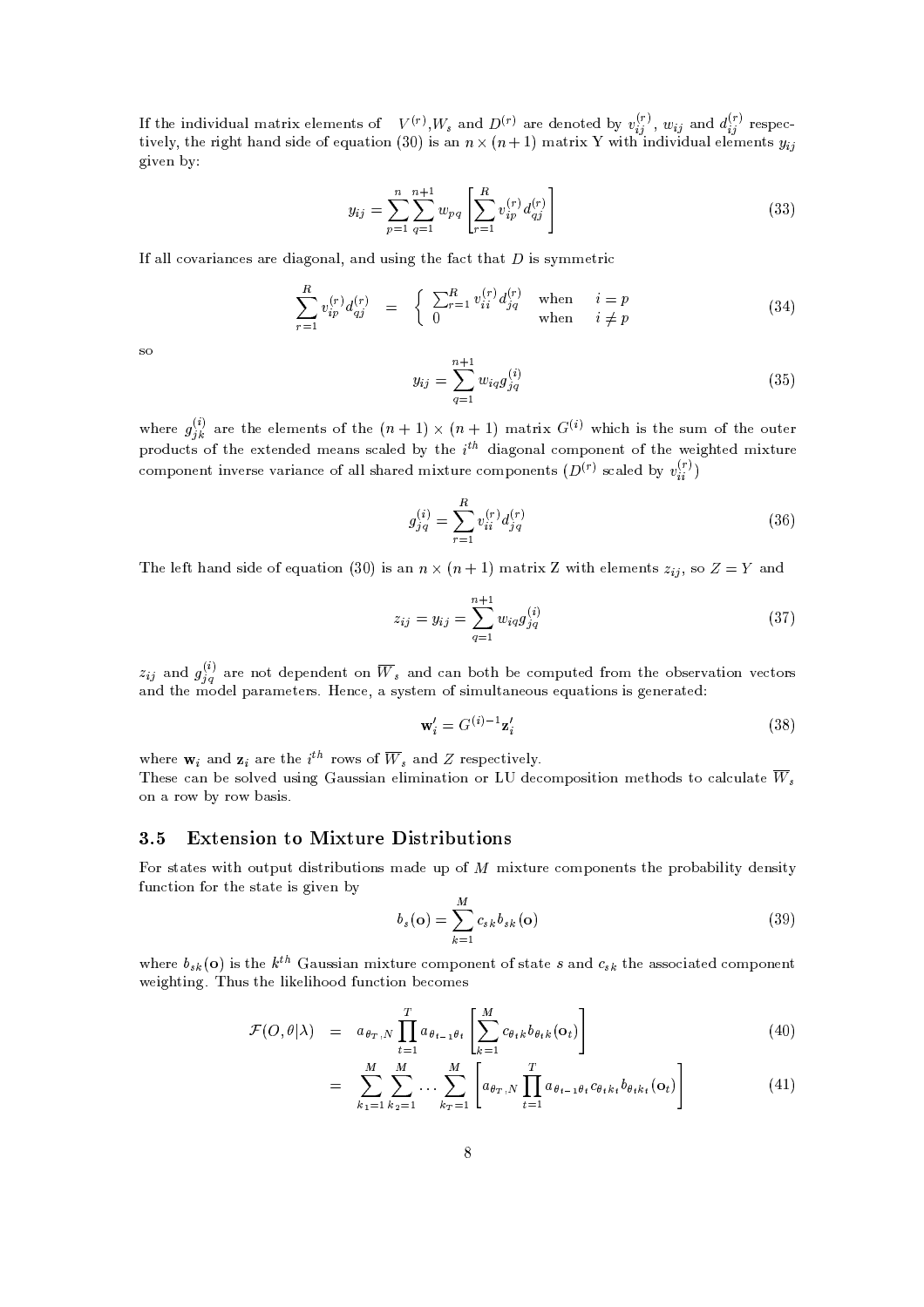If the individual matrix elements of $V^{(r)}$, $W_s$ and $D^{(r)}$ are denoted by $v_{ij}^{(r)}$, $w_{ij}$ and $d_{ij}^{(r)}$ respectively, the right hand side of equation (30) is an $n \times (n+1)$ matrix Y with individual elements $y_{ij}$ given by:

$$y_{ij} = \sum_{p=1}^{n} \sum_{q=1}^{n+1} w_{pq} \left[ \sum_{r=1}^{R} v_{ip}^{(r)} d_{qj}^{(r)} \right] \tag{33}$$

If all covariances are diagonal, and using the fact that $D$ is symmetric

$$\sum_{r=1}^{R} v_{ip}^{(r)} d_{qj}^{(r)} = \begin{cases} \sum_{r=1}^{R} v_{ii}^{(r)} d_{jq}^{(r)} & \text{when} \quad i = p \\ 0 & \text{when} \quad i \neq p \end{cases} \tag{34}$$

so

$$y_{ij} = \sum_{q=1}^{n+1} w_{iq} g_{jq}^{(i)} \tag{35}$$

where $g_{jk}^{(i)}$ are the elements of the $(n+1) \times (n+1)$ matrix $G^{(i)}$ which is the sum of the outer products of the extended means scaled by the $i^{th}$ diagonal component of the weighted mixture component inverse variance of all shared mixture components ($D^{(r)}$ scaled by $v_{ii}^{(r)}$)

$$g_{jq}^{(i)} = \sum_{r=1}^{R} v_{ii}^{(r)} d_{jq}^{(r)} \tag{36}$$

The left hand side of equation (30) is an $n \times (n+1)$ matrix Z with elements $z_{ij}$, so $Z = Y$ and

$$z_{ij} = y_{ij} = \sum_{q=1}^{n+1} w_{iq} g_{jq}^{(i)} \tag{37}$$

$z_{ij}$ and $g_{jq}^{(i)}$ are not dependent on $\overline{W}_s$ and can both be computed from the observation vectors and the model parameters. Hence, a system of simultaneous equations is generated:

$$\mathbf{w}_i' = G^{(i)-1} \mathbf{z}_i' \tag{38}$$

where $\mathbf{w}_i$ and $\mathbf{z}_i$ are the $i^{th}$ rows of $\overline{W}_s$ and $Z$ respectively.
These can be solved using Gaussian elimination or LU decomposition methods to calculate $\overline{W}_s$ on a row by row basis.

### 3.5 Extension to Mixture Distributions

For states with output distributions made up of $M$ mixture components the probability density function for the state is given by

$$b_s(\mathbf{o}) = \sum_{k=1}^{M} c_{sk} b_{sk}(\mathbf{o}) \tag{39}$$

where $b_{sk}(\mathbf{o})$ is the $k^{th}$ Gaussian mixture component of state $s$ and $c_{sk}$ the associated component weighting. Thus the likelihood function becomes

$$\mathcal{F}(O, \theta|\lambda) = a_{\theta_T N} \prod_{t=1}^{T} a_{\theta_{t-1}\theta_t} \left[ \sum_{k=1}^{M} c_{\theta_t k} b_{\theta_t k}(\mathbf{o}_t) \right] \tag{40}$$

$$= \sum_{k_1=1}^{M} \sum_{k_2=1}^{M} \cdots \sum_{k_T=1}^{M} \left[ a_{\theta_T N} \prod_{t=1}^{T} a_{\theta_{t-1}\theta_t} c_{\theta_t k_t} b_{\theta_t k_t}(\mathbf{o}_t) \right] \tag{41}$$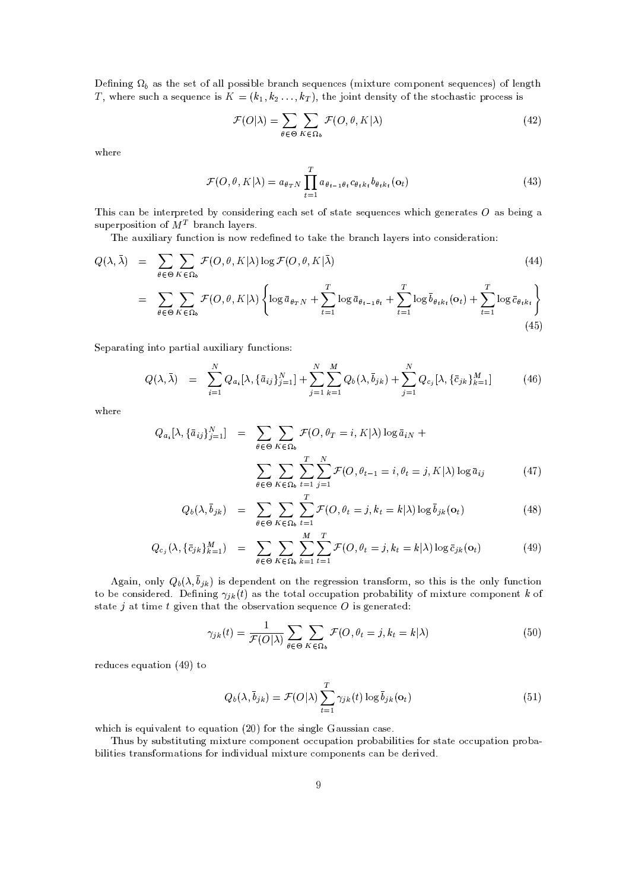Defining $\Omega_b$ as the set of all possible branch sequences (mixture component sequences) of length $T$, where such a sequence is $K = (k_1, k_2 \ldots, k_T)$, the joint density of the stochastic process is

$$\mathcal{F}(O|\lambda) = \sum_{\theta \in \Theta} \sum_{K \in \Omega_b} \mathcal{F}(O, \theta, K|\lambda) \tag{42}$$

where

$$\mathcal{F}(O, \theta, K|\lambda) = a_{\theta_T N} \prod_{t=1}^{T} a_{\theta_{t-1}\theta_t} c_{\theta_t k_t} b_{\theta_t k_t}(\mathbf{o}_t) \tag{43}$$

This can be interpreted by considering each set of state sequences which generates $O$ as being a superposition of $M^T$ branch layers.

The auxiliary function is now redefined to take the branch layers into consideration:

$$\begin{aligned}
Q(\lambda, \bar{\lambda}) &= \sum_{\theta \in \Theta} \sum_{K \in \Omega_b} \mathcal{F}(O, \theta, K|\lambda) \log \mathcal{F}(O, \theta, K|\bar{\lambda}) && (44) \\
&= \sum_{\theta \in \Theta} \sum_{K \in \Omega_b} \mathcal{F}(O, \theta, K|\lambda) \left\{ \log \bar{a}_{\theta_T N} + \sum_{t=1}^{T} \log \bar{a}_{\theta_{t-1}\theta_t} + \sum_{t=1}^{T} \log \bar{b}_{\theta_t k_t}(\mathbf{o}_t) + \sum_{t=1}^{T} \log \bar{c}_{\theta_t k_t} \right\} && (45)
\end{aligned}$$

Separating into partial auxiliary functions:

$$Q(\lambda, \bar{\lambda}) = \sum_{i=1}^{N} Q_{a_i}[\lambda, \{\bar{a}_{ij}\}_{j=1}^{N}] + \sum_{j=1}^{N} \sum_{k=1}^{M} Q_b(\lambda, \bar{b}_{jk}) + \sum_{j=1}^{N} Q_{c_j}[\lambda, \{\bar{c}_{jk}\}_{k=1}^{M}] \tag{46}$$

where

$$\begin{aligned}
Q_{a_i}[\lambda, \{\bar{a}_{ij}\}_{j=1}^{N}] &= \sum_{\theta \in \Theta} \sum_{K \in \Omega_b} \mathcal{F}(O, \theta_T = i, K|\lambda) \log \bar{a}_{iN} + \\
&\quad \sum_{\theta \in \Theta} \sum_{K \in \Omega_b} \sum_{t=1}^{T} \sum_{j=1}^{N} \mathcal{F}(O, \theta_{t-1} = i, \theta_t = j, K|\lambda) \log \bar{a}_{ij} && (47) \\
Q_b(\lambda, \bar{b}_{jk}) &= \sum_{\theta \in \Theta} \sum_{K \in \Omega_b} \sum_{t=1}^{T} \mathcal{F}(O, \theta_t = j, k_t = k|\lambda) \log \bar{b}_{jk}(\mathbf{o}_t) && (48) \\
Q_{c_j}(\lambda, \{\bar{c}_{jk}\}_{k=1}^{M}) &= \sum_{\theta \in \Theta} \sum_{K \in \Omega_b} \sum_{k=1}^{M} \sum_{t=1}^{T} \mathcal{F}(O, \theta_t = j, k_t = k|\lambda) \log \bar{c}_{jk}(\mathbf{o}_t) && (49)
\end{aligned}$$

Again, only $Q_b(\lambda, \bar{b}_{jk})$ is dependent on the regression transform, so this is the only function to be considered. Defining $\gamma_{jk}(t)$ as the total occupation probability of mixture component $k$ of state $j$ at time $t$ given that the observation sequence $O$ is generated:

$$\gamma_{jk}(t) = \frac{1}{\mathcal{F}(O|\lambda)} \sum_{\theta \in \Theta} \sum_{K \in \Omega_b} \mathcal{F}(O, \theta_t = j, k_t = k|\lambda) \tag{50}$$

reduces equation (49) to

$$Q_b(\lambda, \bar{b}_{jk}) = \mathcal{F}(O|\lambda) \sum_{t=1}^{T} \gamma_{jk}(t) \log \bar{b}_{jk}(\mathbf{o}_t) \tag{51}$$

which is equivalent to equation (20) for the single Gaussian case.

Thus by substituting mixture component occupation probabilities for state occupation probabilities transformations for individual mixture components can be derived.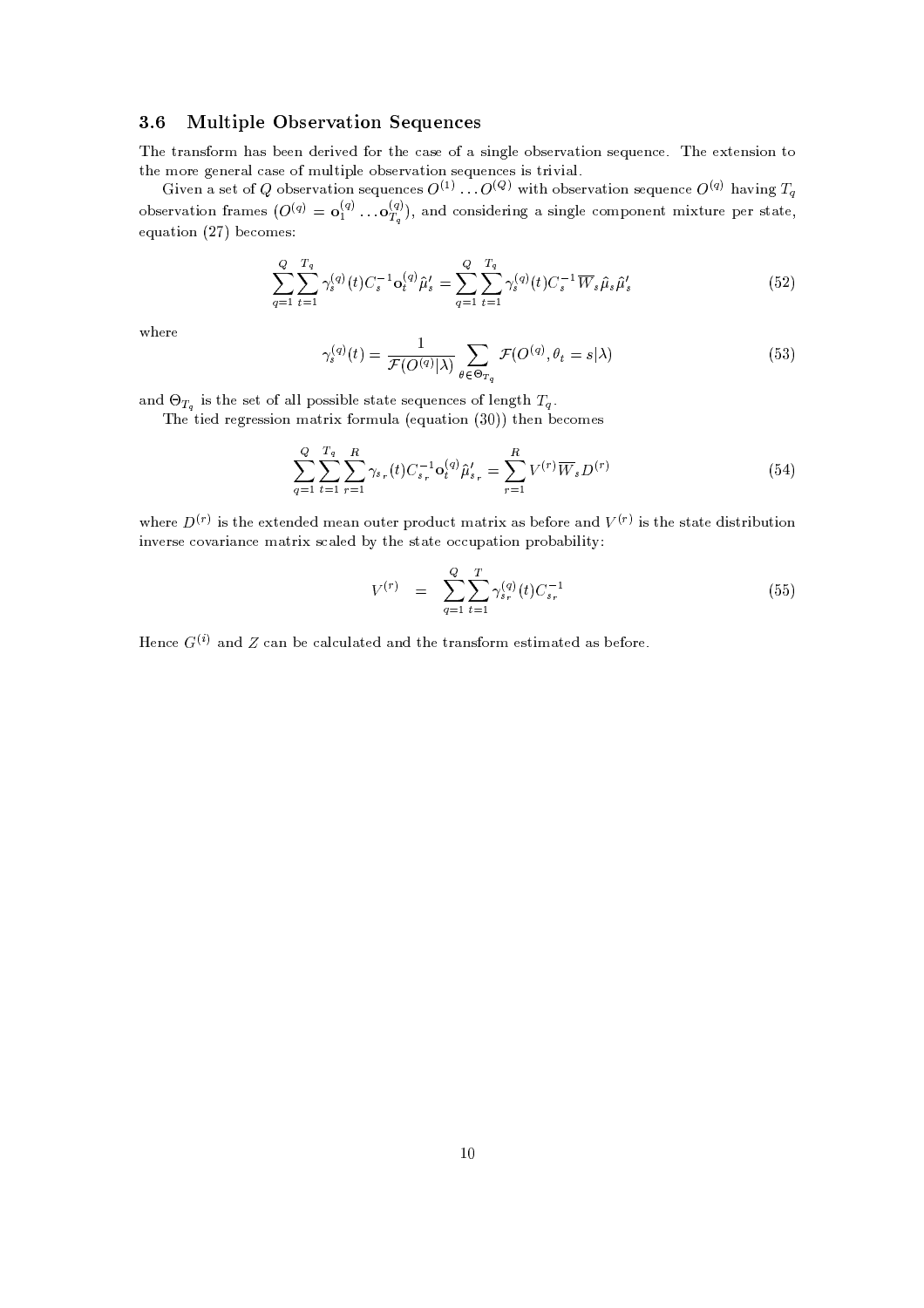### 3.6 Multiple Observation Sequences

The transform has been derived for the case of a single observation sequence. The extension to the more general case of multiple observation sequences is trivial.

Given a set of $Q$ observation sequences $O^{(1)} \ldots O^{(Q)}$ with observation sequence $O^{(q)}$ having $T_q$ observation frames ($O^{(q)} = \mathbf{o}_1^{(q)} \ldots \mathbf{o}_{T_q}^{(q)}$), and considering a single component mixture per state, equation (27) becomes:

$$\sum_{q=1}^{Q} \sum_{t=1}^{T_q} \gamma_s^{(q)}(t) C_s^{-1} \mathbf{o}_t^{(q)} \hat{\mu}_s' = \sum_{q=1}^{Q} \sum_{t=1}^{T_q} \gamma_s^{(q)}(t) C_s^{-1} \overline{W}_s \hat{\mu}_s \hat{\mu}_s' \tag{52}$$

where

$$\gamma_s^{(q)}(t) = \frac{1}{\mathcal{F}(O^{(q)}|\lambda)} \sum_{\theta \in \Theta_{T_q}} \mathcal{F}(O^{(q)}, \theta_t = s|\lambda) \tag{53}$$

and $\Theta_{T_q}$ is the set of all possible state sequences of length $T_q$.

The tied regression matrix formula (equation (30)) then becomes

$$\sum_{q=1}^{Q} \sum_{t=1}^{T_q} \sum_{r=1}^{R} \gamma_{s_r}(t) C_{s_r}^{-1} \mathbf{o}_t^{(q)} \hat{\mu}_{s_r}' = \sum_{r=1}^{R} V^{(r)} \overline{W}_s D^{(r)} \tag{54}$$

where $D^{(r)}$ is the extended mean outer product matrix as before and $V^{(r)}$ is the state distribution inverse covariance matrix scaled by the state occupation probability:

$$V^{(r)} = \sum_{q=1}^{Q} \sum_{t=1}^{T} \gamma_{s_r}^{(q)}(t) C_{s_r}^{-1} \tag{55}$$

Hence $G^{(i)}$ and $Z$ can be calculated and the transform estimated as before.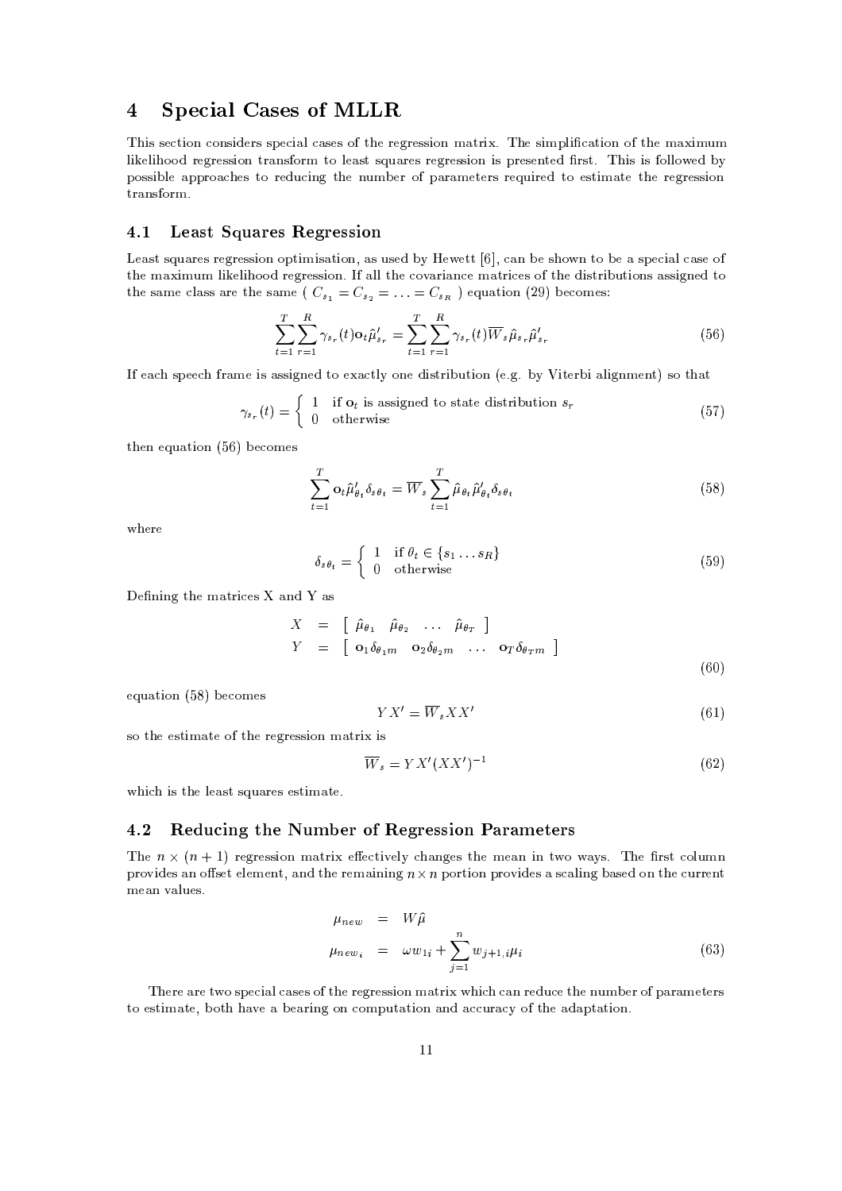# 4 Special Cases of MLLR

This section considers special cases of the regression matrix. The simplification of the maximum likelihood regression transform to least squares regression is presented first. This is followed by possible approaches to reducing the number of parameters required to estimate the regression transform.

## 4.1 Least Squares Regression

Least squares regression optimisation, as used by Hewett [6], can be shown to be a special case of the maximum likelihood regression. If all the covariance matrices of the distributions assigned to the same class are the same ( $C_{s_1} = C_{s_2} = \ldots = C_{s_R}$ ) equation (29) becomes:

$$\sum_{t=1}^{T}\sum_{r=1}^{R} \gamma_{s_r}(t)\mathbf{o}_t\hat{\mu}'_{s_r} = \sum_{t=1}^{T}\sum_{r=1}^{R} \gamma_{s_r}(t)\overline{W}_s\hat{\mu}_{s_r}\hat{\mu}'_{s_r} \tag{56}$$

If each speech frame is assigned to exactly one distribution (e.g. by Viterbi alignment) so that

$$\gamma_{s_r}(t) = \begin{cases} 1 & \text{if } \mathbf{o}_t \text{ is assigned to state distribution } s_r \\ 0 & \text{otherwise} \end{cases} \tag{57}$$

then equation (56) becomes

$$\sum_{t=1}^{T} \mathbf{o}_t\hat{\mu}'_{\theta_t}\delta_{s\theta_t} = \overline{W}_s \sum_{t=1}^{T} \hat{\mu}_{\theta_t}\hat{\mu}'_{\theta_t}\delta_{s\theta_t} \tag{58}$$

where

$$\delta_{s\theta_t} = \begin{cases} 1 & \text{if } \theta_t \in \{s_1 \ldots s_R\} \\ 0 & \text{otherwise} \end{cases} \tag{59}$$

Defining the matrices X and Y as

$$\begin{aligned} X &= \begin{bmatrix} \hat{\mu}_{\theta_1} & \hat{\mu}_{\theta_2} & \ldots & \hat{\mu}_{\theta_T} \end{bmatrix} \\ Y &= \begin{bmatrix} \mathbf{o}_1\delta_{\theta_1 m} & \mathbf{o}_2\delta_{\theta_2 m} & \ldots & \mathbf{o}_T\delta_{\theta_T m} \end{bmatrix} \end{aligned} \tag{60}$$

equation (58) becomes

$$YX' = \overline{W}_s XX' \tag{61}$$

so the estimate of the regression matrix is

$$\overline{W}_s = YX'(XX')^{-1} \tag{62}$$

which is the least squares estimate.

## 4.2 Reducing the Number of Regression Parameters

The $n \times (n+1)$ regression matrix effectively changes the mean in two ways. The first column provides an offset element, and the remaining $n \times n$ portion provides a scaling based on the current mean values.

$$\begin{aligned} \mu_{new} &= W\hat{\mu} \\ \mu_{new_i} &= \omega w_{1i} + \sum_{j=1}^{n} w_{j+1,i}\mu_i \end{aligned} \tag{63}$$

There are two special cases of the regression matrix which can reduce the number of parameters to estimate, both have a bearing on computation and accuracy of the adaptation.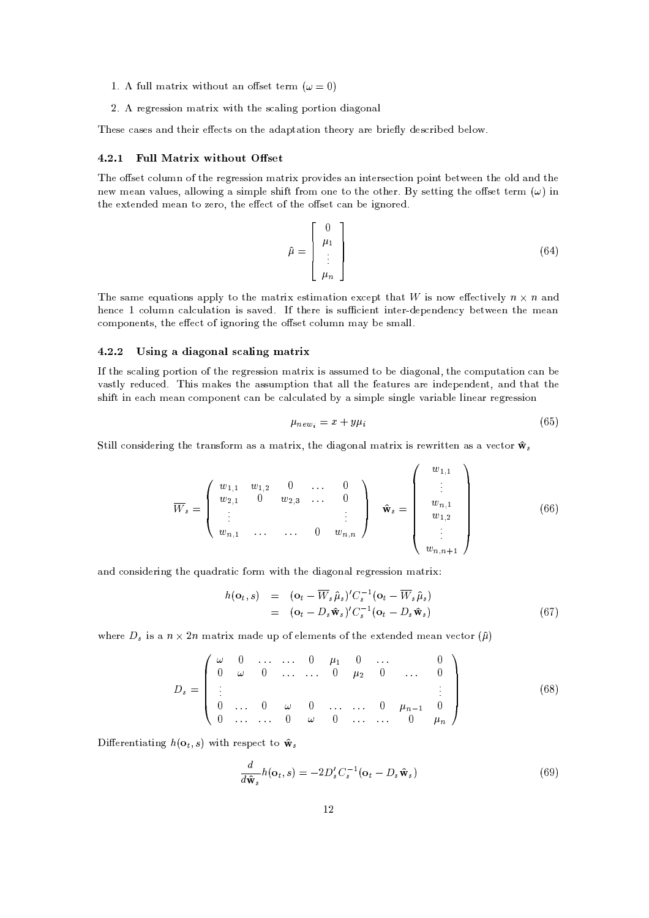1. A full matrix without an offset term ($\omega = 0$)
2. A regression matrix with the scaling portion diagonal

These cases and their effects on the adaptation theory are briefly described below.

### 4.2.1 Full Matrix without Offset

The offset column of the regression matrix provides an intersection point between the old and the new mean values, allowing a simple shift from one to the other. By setting the offset term ($\omega$) in the extended mean to zero, the effect of the offset can be ignored.

$$\hat{\mu} = \begin{bmatrix} 0 \\ \mu_1 \\ \vdots \\ \mu_n \end{bmatrix} \tag{64}$$

The same equations apply to the matrix estimation except that $W$ is now effectively $n \times n$ and hence 1 column calculation is saved. If there is sufficient inter-dependency between the mean components, the effect of ignoring the offset column may be small.

### 4.2.2 Using a diagonal scaling matrix

If the scaling portion of the regression matrix is assumed to be diagonal, the computation can be vastly reduced. This makes the assumption that all the features are independent, and that the shift in each mean component can be calculated by a simple single variable linear regression

$$\mu_{new_i} = x + y\mu_i \tag{65}$$

Still considering the transform as a matrix, the diagonal matrix is rewritten as a vector $\hat{\mathbf{w}}_s$

$$\overline{W}_s = \begin{pmatrix} w_{1,1} & w_{1,2} & 0 & \dots & 0 \\ w_{2,1} & 0 & w_{2,3} & \dots & 0 \\ \vdots & & & & \vdots \\ w_{n,1} & \dots & \dots & 0 & w_{n,n} \end{pmatrix} \quad \hat{\mathbf{w}}_s = \begin{pmatrix} w_{1,1} \\ \vdots \\ w_{n,1} \\ w_{1,2} \\ \vdots \\ w_{n,n+1} \end{pmatrix} \tag{66}$$

and considering the quadratic form with the diagonal regression matrix:

$$\begin{aligned} h(\mathbf{o}_t, s) &= (\mathbf{o}_t - \overline{W}_s \hat{\mu}_s)' C_s^{-1} (\mathbf{o}_t - \overline{W}_s \hat{\mu}_s) \\ &= (\mathbf{o}_t - D_s \hat{\mathbf{w}}_s)' C_s^{-1} (\mathbf{o}_t - D_s \hat{\mathbf{w}}_s) \end{aligned} \tag{67}$$

where $D_s$ is a $n \times 2n$ matrix made up of elements of the extended mean vector ($\hat{\mu}$)

$$D_s = \begin{pmatrix} \omega & 0 & \dots & \dots & 0 & \mu_1 & 0 & \dots & & 0 \\ 0 & \omega & 0 & \dots & \dots & 0 & \mu_2 & 0 & \dots & 0 \\ \vdots & & & & & & & & & \vdots \\ 0 & \dots & 0 & \omega & 0 & \dots & \dots & 0 & \mu_{n-1} & 0 \\ 0 & \dots & \dots & 0 & \omega & 0 & \dots & \dots & 0 & \mu_n \end{pmatrix} \tag{68}$$

Differentiating $h(\mathbf{o}_t, s)$ with respect to $\hat{\mathbf{w}}_s$

$$\frac{d}{d\hat{\mathbf{w}}_s} h(\mathbf{o}_t, s) = -2 D_s' C_s^{-1} (\mathbf{o}_t - D_s \hat{\mathbf{w}}_s) \tag{69}$$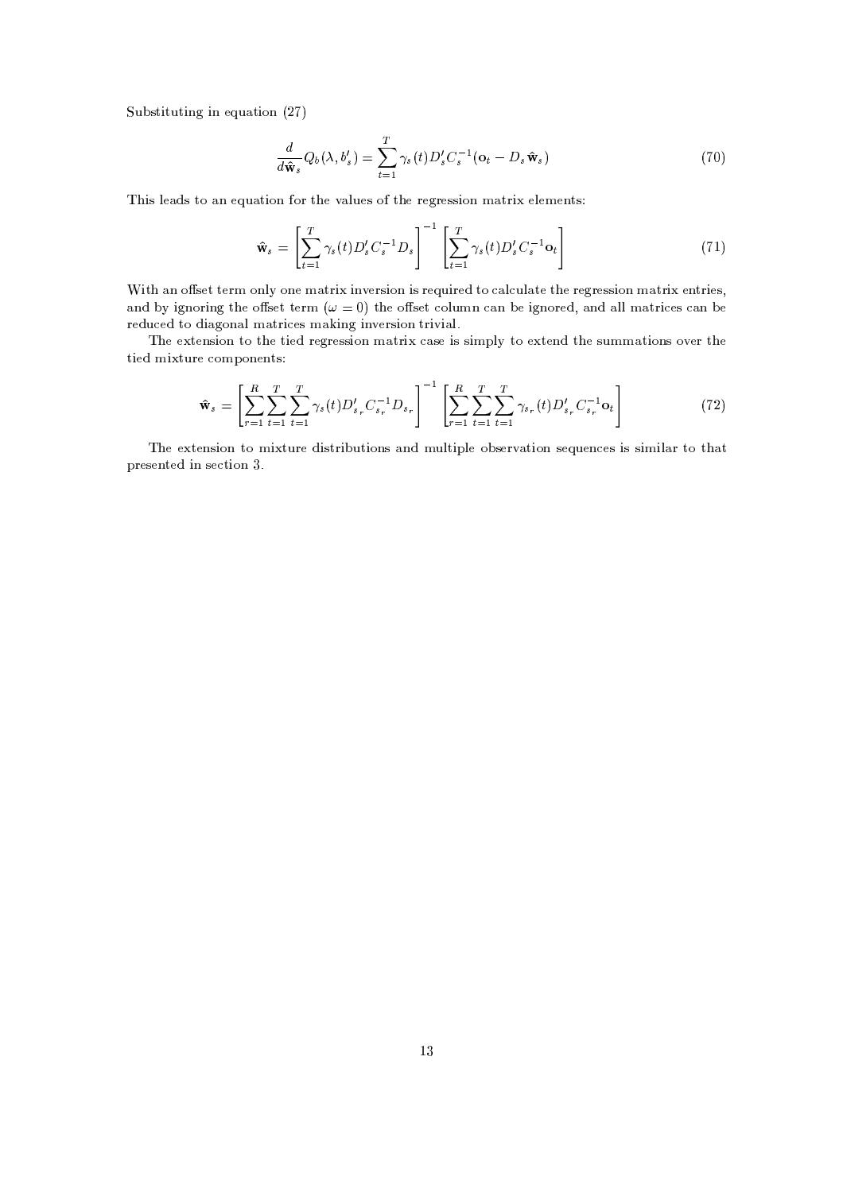Substituting in equation (27)

$$\frac{d}{d\hat{\mathbf{w}}_s} Q_b(\lambda, b'_s) = \sum_{t=1}^{T} \gamma_s(t) D'_s C_s^{-1} (\mathbf{o}_t - D_s \hat{\mathbf{w}}_s) \tag{70}$$

This leads to an equation for the values of the regression matrix elements:

$$\hat{\mathbf{w}}_s = \left[ \sum_{t=1}^{T} \gamma_s(t) D'_s C_s^{-1} D_s \right]^{-1} \left[ \sum_{t=1}^{T} \gamma_s(t) D'_s C_s^{-1} \mathbf{o}_t \right] \tag{71}$$

With an offset term only one matrix inversion is required to calculate the regression matrix entries, and by ignoring the offset term ($\omega = 0$) the offset column can be ignored, and all matrices can be reduced to diagonal matrices making inversion trivial.

The extension to the tied regression matrix case is simply to extend the summations over the tied mixture components:

$$\hat{\mathbf{w}}_s = \left[ \sum_{r=1}^{R} \sum_{t=1}^{T} \sum_{t=1}^{T} \gamma_s(t) D'_{s_r} C_{s_r}^{-1} D_{s_r} \right]^{-1} \left[ \sum_{r=1}^{R} \sum_{t=1}^{T} \sum_{t=1}^{T} \gamma_{s_r}(t) D'_{s_r} C_{s_r}^{-1} \mathbf{o}_t \right] \tag{72}$$

The extension to mixture distributions and multiple observation sequences is similar to that presented in section 3.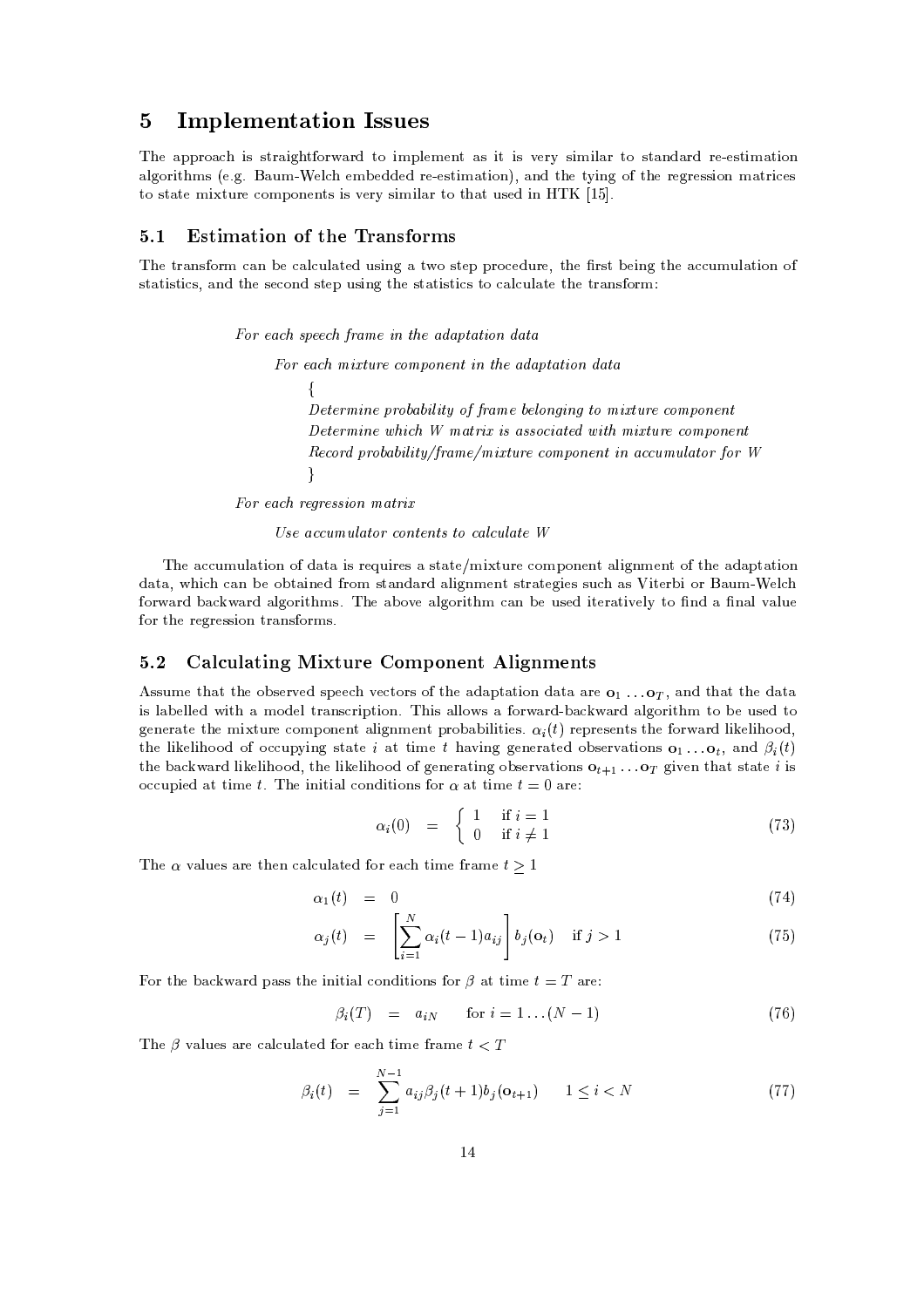## 5 Implementation Issues

The approach is straightforward to implement as it is very similar to standard re-estimation algorithms (e.g. Baum-Welch embedded re-estimation), and the tying of the regression matrices to state mixture components is very similar to that used in HTK [15].

### 5.1 Estimation of the Transforms

The transform can be calculated using a two step procedure, the first being the accumulation of statistics, and the second step using the statistics to calculate the transform:

*For each speech frame in the adaptation data*

> *For each mixture component in the adaptation data*
>
> {
> *Determine probability of frame belonging to mixture component*
> *Determine which W matrix is associated with mixture component*
> *Record probability/frame/mixture component in accumulator for W*
> }

*For each regression matrix*

> *Use accumulator contents to calculate W*

The accumulation of data is requires a state/mixture component alignment of the adaptation data, which can be obtained from standard alignment strategies such as Viterbi or Baum-Welch forward backward algorithms. The above algorithm can be used iteratively to find a final value for the regression transforms.

### 5.2 Calculating Mixture Component Alignments

Assume that the observed speech vectors of the adaptation data are $\mathbf{o}_1 \ldots \mathbf{o}_T$, and that the data is labelled with a model transcription. This allows a forward-backward algorithm to be used to generate the mixture component alignment probabilities. $\alpha_i(t)$ represents the forward likelihood, the likelihood of occupying state $i$ at time $t$ having generated observations $\mathbf{o}_1 \ldots \mathbf{o}_t$, and $\beta_i(t)$ the backward likelihood, the likelihood of generating observations $\mathbf{o}_{t+1} \ldots \mathbf{o}_T$ given that state $i$ is occupied at time $t$. The initial conditions for $\alpha$ at time $t = 0$ are:

$$\alpha_i(0) = \begin{cases} 1 & \text{if } i = 1 \\ 0 & \text{if } i \neq 1 \end{cases} \tag{73}$$

The $\alpha$ values are then calculated for each time frame $t \geq 1$

$$\alpha_1(t) = 0 \tag{74}$$

$$\alpha_j(t) = \left[ \sum_{i=1}^{N} \alpha_i(t-1) a_{ij} \right] b_j(\mathbf{o}_t) \quad \text{if } j > 1 \tag{75}$$

For the backward pass the initial conditions for $\beta$ at time $t = T$ are:

$$\beta_i(T) = a_{iN} \qquad \text{for } i = 1 \ldots (N-1) \tag{76}$$

The $\beta$ values are calculated for each time frame $t < T$

$$\beta_i(t) = \sum_{j=1}^{N-1} a_{ij} \beta_j(t+1) b_j(\mathbf{o}_{t+1}) \qquad 1 \leq i < N \tag{77}$$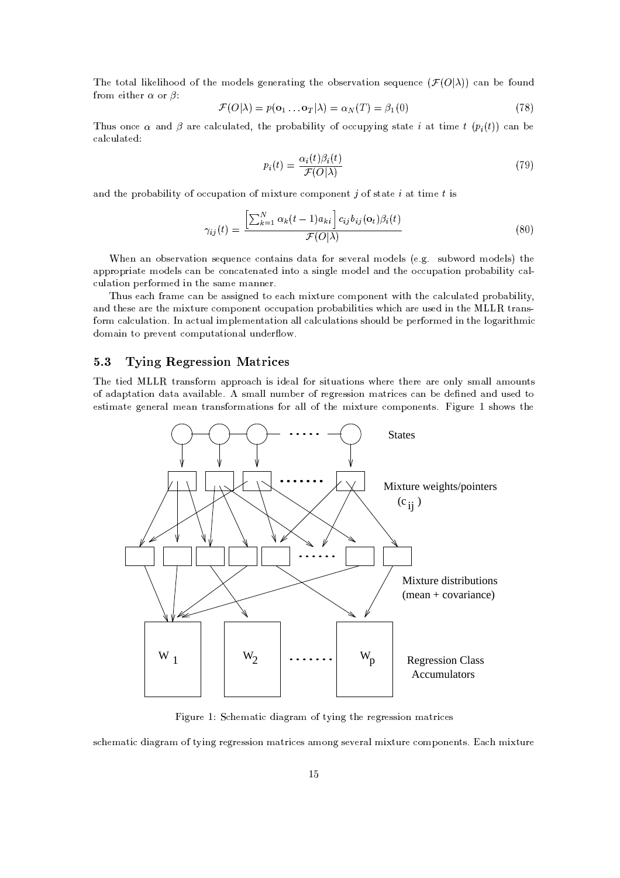The total likelihood of the models generating the observation sequence ($\mathcal{F}(O|\lambda)$) can be found from either $\alpha$ or $\beta$:

$$\mathcal{F}(O|\lambda) = p(\mathbf{o}_1 \ldots \mathbf{o}_T|\lambda) = \alpha_N(T) = \beta_1(0) \tag{78}$$

Thus once $\alpha$ and $\beta$ are calculated, the probability of occupying state $i$ at time $t$ ($p_i(t)$) can be calculated:

$$p_i(t) = \frac{\alpha_i(t)\beta_i(t)}{\mathcal{F}(O|\lambda)} \tag{79}$$

and the probability of occupation of mixture component $j$ of state $i$ at time $t$ is

$$\gamma_{ij}(t) = \frac{\left[\sum_{k=1}^{N} \alpha_k(t-1)a_{ki}\right] c_{ij} b_{ij}(\mathbf{o}_t)\beta_i(t)}{\mathcal{F}(O|\lambda)} \tag{80}$$

When an observation sequence contains data for several models (e.g. subword models) the appropriate models can be concatenated into a single model and the occupation probability calculation performed in the same manner.

Thus each frame can be assigned to each mixture component with the calculated probability, and these are the mixture component occupation probabilities which are used in the MLLR transform calculation. In actual implementation all calculations should be performed in the logarithmic domain to prevent computational underflow.

## 5.3 Tying Regression Matrices

The tied MLLR transform approach is ideal for situations where there are only small amounts of adaptation data available. A small number of regression matrices can be defined and used to estimate general mean transformations for all of the mixture components. Figure 1 shows the

Figure 1: Schematic diagram of tying the regression matrices

schematic diagram of tying regression matrices among several mixture components. Each mixture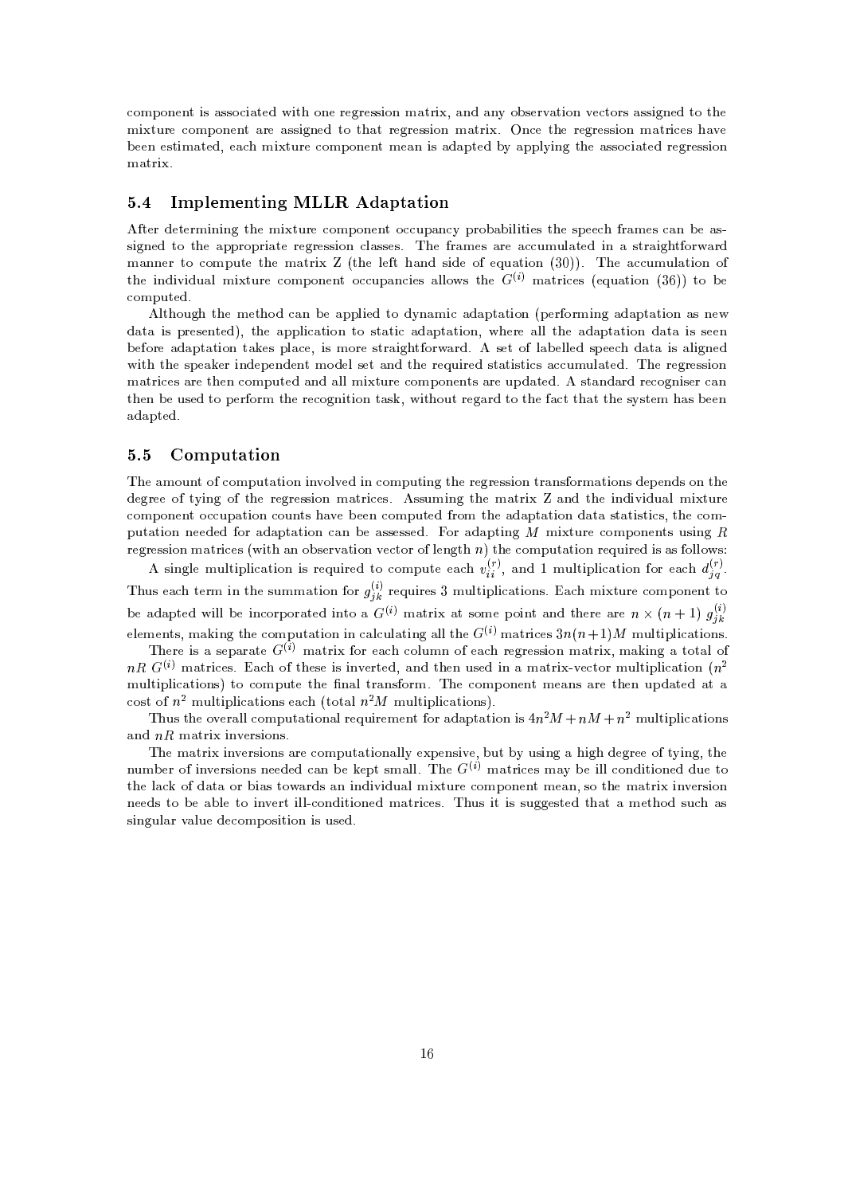component is associated with one regression matrix, and any observation vectors assigned to the mixture component are assigned to that regression matrix. Once the regression matrices have been estimated, each mixture component mean is adapted by applying the associated regression matrix.

## 5.4 Implementing MLLR Adaptation

After determining the mixture component occupancy probabilities the speech frames can be assigned to the appropriate regression classes. The frames are accumulated in a straightforward manner to compute the matrix Z (the left hand side of equation (30)). The accumulation of the individual mixture component occupancies allows the $G^{(i)}$ matrices (equation (36)) to be computed.

Although the method can be applied to dynamic adaptation (performing adaptation as new data is presented), the application to static adaptation, where all the adaptation data is seen before adaptation takes place, is more straightforward. A set of labelled speech data is aligned with the speaker independent model set and the required statistics accumulated. The regression matrices are then computed and all mixture components are updated. A standard recogniser can then be used to perform the recognition task, without regard to the fact that the system has been adapted.

## 5.5 Computation

The amount of computation involved in computing the regression transformations depends on the degree of tying of the regression matrices. Assuming the matrix Z and the individual mixture component occupation counts have been computed from the adaptation data statistics, the computation needed for adaptation can be assessed. For adapting $M$ mixture components using $R$ regression matrices (with an observation vector of length $n$) the computation required is as follows:

A single multiplication is required to compute each $v_{ii}^{(r)}$, and 1 multiplication for each $d_{jq}^{(r)}$. Thus each term in the summation for $g_{jk}^{(i)}$ requires 3 multiplications. Each mixture component to be adapted will be incorporated into a $G^{(i)}$ matrix at some point and there are $n \times (n+1)$ $g_{jk}^{(i)}$ elements, making the computation in calculating all the $G^{(i)}$ matrices $3n(n+1)M$ multiplications.

There is a separate $G^{(i)}$ matrix for each column of each regression matrix, making a total of $nR$ $G^{(i)}$ matrices. Each of these is inverted, and then used in a matrix-vector multiplication ($n^2$ multiplications) to compute the final transform. The component means are then updated at a cost of $n^2$ multiplications each (total $n^2M$ multiplications).

Thus the overall computational requirement for adaptation is $4n^2M + nM + n^2$ multiplications and $nR$ matrix inversions.

The matrix inversions are computationally expensive, but by using a high degree of tying, the number of inversions needed can be kept small. The $G^{(i)}$ matrices may be ill conditioned due to the lack of data or bias towards an individual mixture component mean, so the matrix inversion needs to be able to invert ill-conditioned matrices. Thus it is suggested that a method such as singular value decomposition is used.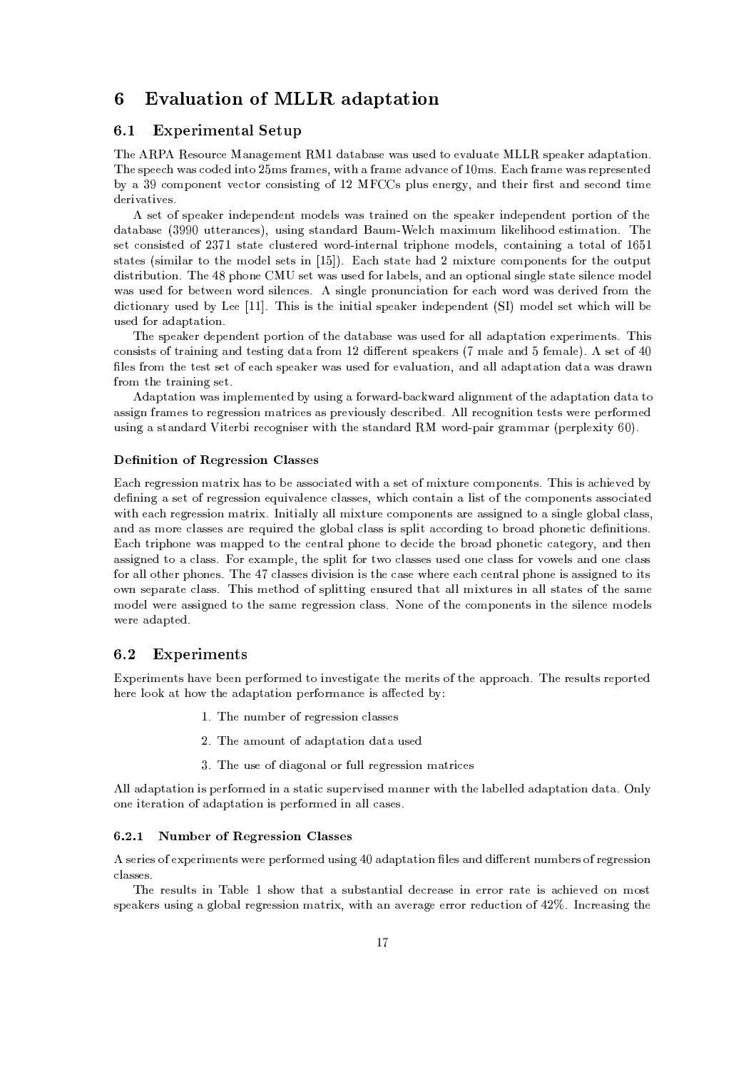# 6 Evaluation of MLLR adaptation

## 6.1 Experimental Setup

The ARPA Resource Management RM1 database was used to evaluate MLLR speaker adaptation. The speech was coded into 25ms frames, with a frame advance of 10ms. Each frame was represented by a 39 component vector consisting of 12 MFCCs plus energy, and their first and second time derivatives.

A set of speaker independent models was trained on the speaker independent portion of the database (3990 utterances), using standard Baum-Welch maximum likelihood estimation. The set consisted of 2371 state clustered word-internal triphone models, containing a total of 1651 states (similar to the model sets in [15]). Each state had 2 mixture components for the output distribution. The 48 phone CMU set was used for labels, and an optional single state silence model was used for between word silences. A single pronunciation for each word was derived from the dictionary used by Lee [11]. This is the initial speaker independent (SI) model set which will be used for adaptation.

The speaker dependent portion of the database was used for all adaptation experiments. This consists of training and testing data from 12 different speakers (7 male and 5 female). A set of 40 files from the test set of each speaker was used for evaluation, and all adaptation data was drawn from the training set.

Adaptation was implemented by using a forward-backward alignment of the adaptation data to assign frames to regression matrices as previously described. All recognition tests were performed using a standard Viterbi recogniser with the standard RM word-pair grammar (perplexity 60).

#### Definition of Regression Classes

Each regression matrix has to be associated with a set of mixture components. This is achieved by defining a set of regression equivalence classes, which contain a list of the components associated with each regression matrix. Initially all mixture components are assigned to a single global class, and as more classes are required the global class is split according to broad phonetic definitions. Each triphone was mapped to the central phone to decide the broad phonetic category, and then assigned to a class. For example, the split for two classes used one class for vowels and one class for all other phones. The 47 classes division is the case where each central phone is assigned to its own separate class. This method of splitting ensured that all mixtures in all states of the same model were assigned to the same regression class. None of the components in the silence models were adapted.

## 6.2 Experiments

Experiments have been performed to investigate the merits of the approach. The results reported here look at how the adaptation performance is affected by:

1. The number of regression classes
2. The amount of adaptation data used
3. The use of diagonal or full regression matrices

All adaptation is performed in a static supervised manner with the labelled adaptation data. Only one iteration of adaptation is performed in all cases.

### 6.2.1 Number of Regression Classes

A series of experiments were performed using 40 adaptation files and different numbers of regression classes.

The results in Table 1 show that a substantial decrease in error rate is achieved on most speakers using a global regression matrix, with an average error reduction of 42%. Increasing the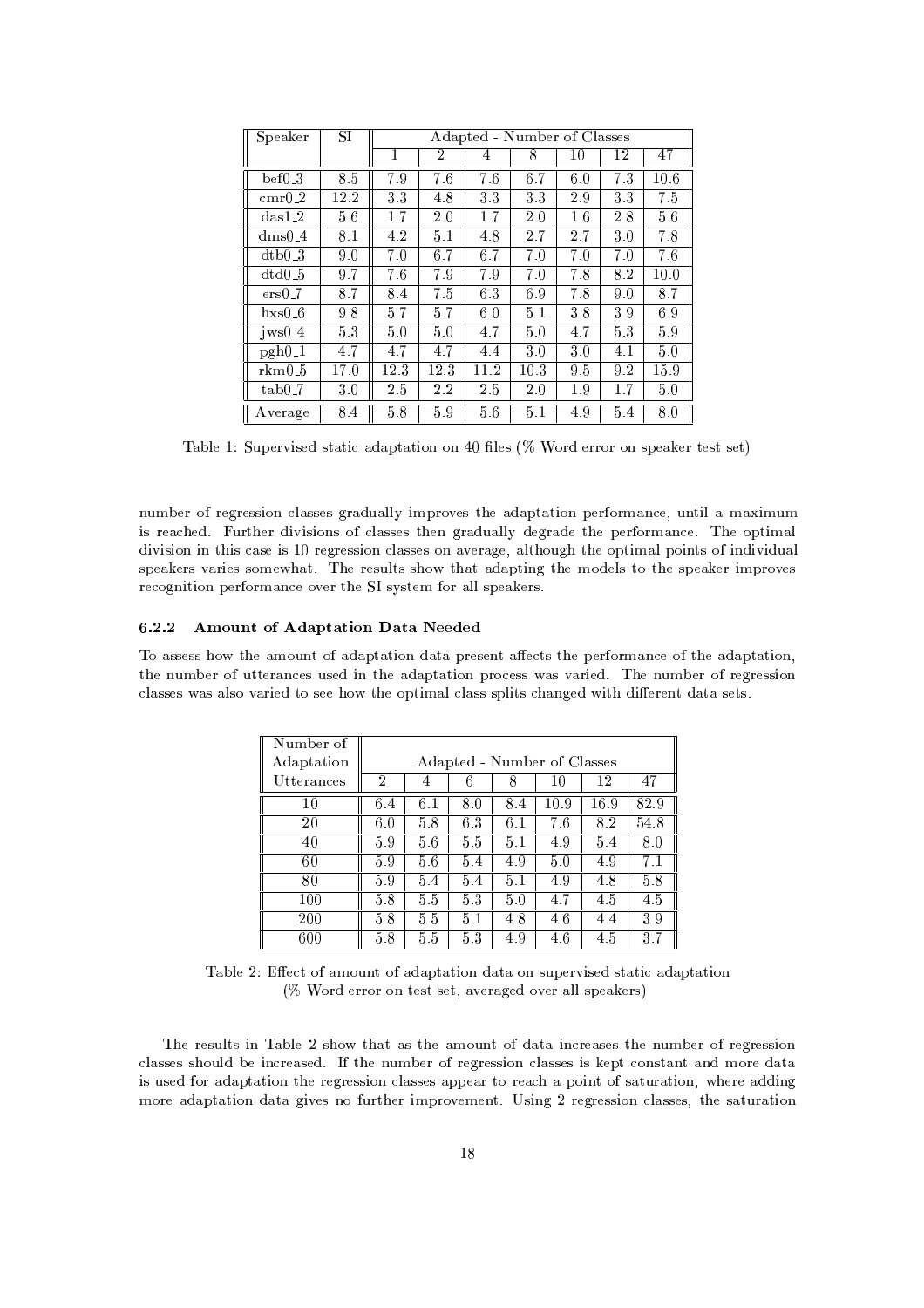| Speaker | SI | Adapted - Number of Classes | | | | | | |
|---|---|---|---|---|---|---|---|---|
| | | 1 | 2 | 4 | 8 | 10 | 12 | 47 |
| bef0_3 | 8.5 | 7.9 | 7.6 | 7.6 | 6.7 | 6.0 | 7.3 | 10.6 |
| cmr0_2 | 12.2 | 3.3 | 4.8 | 3.3 | 3.3 | 2.9 | 3.3 | 7.5 |
| das1_2 | 5.6 | 1.7 | 2.0 | 1.7 | 2.0 | 1.6 | 2.8 | 5.6 |
| dms0_4 | 8.1 | 4.2 | 5.1 | 4.8 | 2.7 | 2.7 | 3.0 | 7.8 |
| dtb0_3 | 9.0 | 7.0 | 6.7 | 6.7 | 7.0 | 7.0 | 7.0 | 7.6 |
| dtd0_5 | 9.7 | 7.6 | 7.9 | 7.9 | 7.0 | 7.8 | 8.2 | 10.0 |
| ers0_7 | 8.7 | 8.4 | 7.5 | 6.3 | 6.9 | 7.8 | 9.0 | 8.7 |
| hxs0_6 | 9.8 | 5.7 | 5.7 | 6.0 | 5.1 | 3.8 | 3.9 | 6.9 |
| jws0_4 | 5.3 | 5.0 | 5.0 | 4.7 | 5.0 | 4.7 | 5.3 | 5.9 |
| pgh0_1 | 4.7 | 4.7 | 4.7 | 4.4 | 3.0 | 3.0 | 4.1 | 5.0 |
| rkm0_5 | 17.0 | 12.3 | 12.3 | 11.2 | 10.3 | 9.5 | 9.2 | 15.9 |
| tab0_7 | 3.0 | 2.5 | 2.2 | 2.5 | 2.0 | 1.9 | 1.7 | 5.0 |
| Average | 8.4 | 5.8 | 5.9 | 5.6 | 5.1 | 4.9 | 5.4 | 8.0 |

Table 1: Supervised static adaptation on 40 files (% Word error on speaker test set)

number of regression classes gradually improves the adaptation performance, until a maximum is reached. Further divisions of classes then gradually degrade the performance. The optimal division in this case is 10 regression classes on average, although the optimal points of individual speakers varies somewhat. The results show that adapting the models to the speaker improves recognition performance over the SI system for all speakers.

### 6.2.2 Amount of Adaptation Data Needed

To assess how the amount of adaptation data present affects the performance of the adaptation, the number of utterances used in the adaptation process was varied. The number of regression classes was also varied to see how the optimal class splits changed with different data sets.

| Number of Adaptation Utterances | Adapted - Number of Classes | | | | | | |
|---|---|---|---|---|---|---|---|
| | 2 | 4 | 6 | 8 | 10 | 12 | 47 |
| 10 | 6.4 | 6.1 | 8.0 | 8.4 | 10.9 | 16.9 | 82.9 |
| 20 | 6.0 | 5.8 | 6.3 | 6.1 | 7.6 | 8.2 | 54.8 |
| 40 | 5.9 | 5.6 | 5.5 | 5.1 | 4.9 | 5.4 | 8.0 |
| 60 | 5.9 | 5.6 | 5.4 | 4.9 | 5.0 | 4.9 | 7.1 |
| 80 | 5.9 | 5.4 | 5.4 | 5.1 | 4.9 | 4.8 | 5.8 |
| 100 | 5.8 | 5.5 | 5.3 | 5.0 | 4.7 | 4.5 | 4.5 |
| 200 | 5.8 | 5.5 | 5.1 | 4.8 | 4.6 | 4.4 | 3.9 |
| 600 | 5.8 | 5.5 | 5.3 | 4.9 | 4.6 | 4.5 | 3.7 |

Table 2: Effect of amount of adaptation data on supervised static adaptation (% Word error on test set, averaged over all speakers)

The results in Table 2 show that as the amount of data increases the number of regression classes should be increased. If the number of regression classes is kept constant and more data is used for adaptation the regression classes appear to reach a point of saturation, where adding more adaptation data gives no further improvement. Using 2 regression classes, the saturation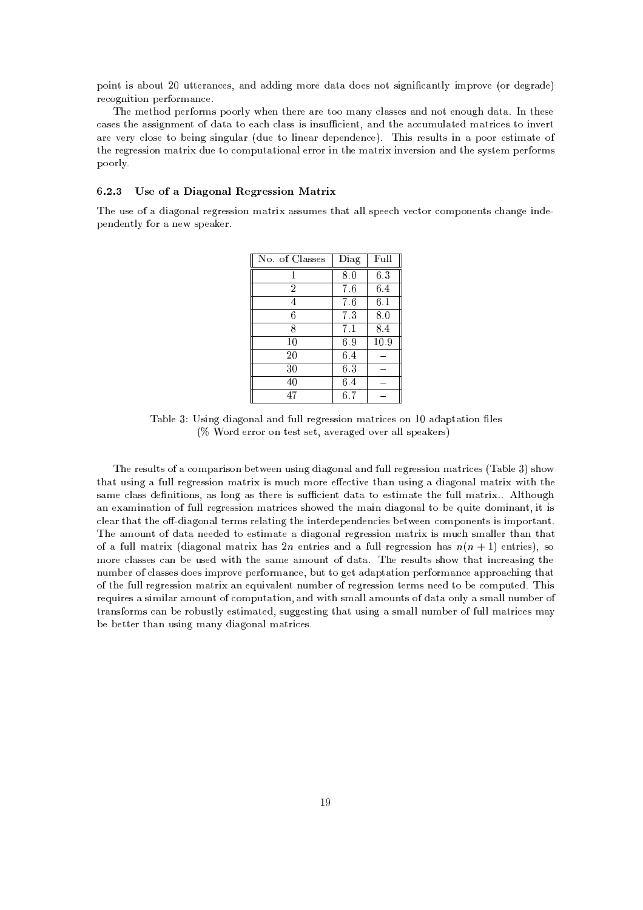point is about 20 utterances, and adding more data does not significantly improve (or degrade) recognition performance.

The method performs poorly when there are too many classes and not enough data. In these cases the assignment of data to each class is insufficient, and the accumulated matrices to invert are very close to being singular (due to linear dependence). This results in a poor estimate of the regression matrix due to computational error in the matrix inversion and the system performs poorly.

### 6.2.3 Use of a Diagonal Regression Matrix

The use of a diagonal regression matrix assumes that all speech vector components change independently for a new speaker.

| No. of Classes | Diag | Full |
|---|---|---|
| 1 | 8.0 | 6.3 |
| 2 | 7.6 | 6.4 |
| 4 | 7.6 | 6.1 |
| 6 | 7.3 | 8.0 |
| 8 | 7.1 | 8.4 |
| 10 | 6.9 | 10.9 |
| 20 | 6.4 | – |
| 30 | 6.3 | – |
| 40 | 6.4 | – |
| 47 | 6.7 | – |

Table 3: Using diagonal and full regression matrices on 10 adaptation files
(% Word error on test set, averaged over all speakers)

The results of a comparison between using diagonal and full regression matrices (Table 3) show that using a full regression matrix is much more effective than using a diagonal matrix with the same class definitions, as long as there is sufficient data to estimate the full matrix.. Although an examination of full regression matrices showed the main diagonal to be quite dominant, it is clear that the off-diagonal terms relating the interdependencies between components is important. The amount of data needed to estimate a diagonal regression matrix is much smaller than that of a full matrix (diagonal matrix has $2n$ entries and a full regression has $n(n+1)$ entries), so more classes can be used with the same amount of data. The results show that increasing the number of classes does improve performance, but to get adaptation performance approaching that of the full regression matrix an equivalent number of regression terms need to be computed. This requires a similar amount of computation, and with small amounts of data only a small number of transforms can be robustly estimated, suggesting that using a small number of full matrices may be better than using many diagonal matrices.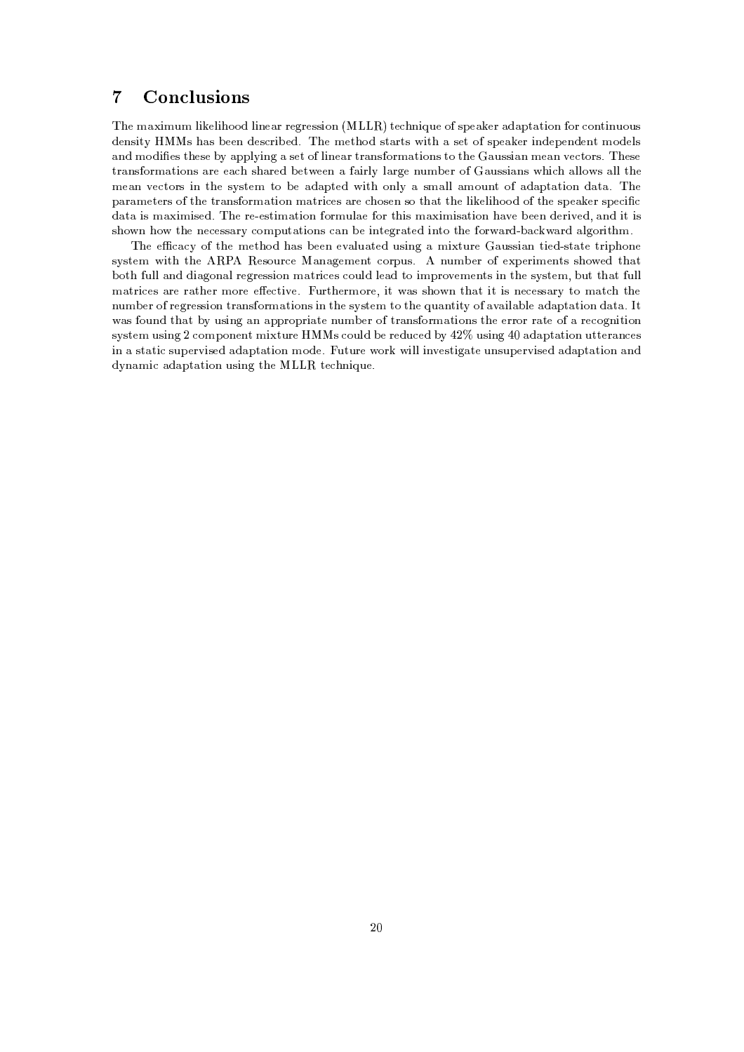# 7 Conclusions

The maximum likelihood linear regression (MLLR) technique of speaker adaptation for continuous density HMMs has been described. The method starts with a set of speaker independent models and modifies these by applying a set of linear transformations to the Gaussian mean vectors. These transformations are each shared between a fairly large number of Gaussians which allows all the mean vectors in the system to be adapted with only a small amount of adaptation data. The parameters of the transformation matrices are chosen so that the likelihood of the speaker specific data is maximised. The re-estimation formulae for this maximisation have been derived, and it is shown how the necessary computations can be integrated into the forward-backward algorithm.

The efficacy of the method has been evaluated using a mixture Gaussian tied-state triphone system with the ARPA Resource Management corpus. A number of experiments showed that both full and diagonal regression matrices could lead to improvements in the system, but that full matrices are rather more effective. Furthermore, it was shown that it is necessary to match the number of regression transformations in the system to the quantity of available adaptation data. It was found that by using an appropriate number of transformations the error rate of a recognition system using 2 component mixture HMMs could be reduced by 42% using 40 adaptation utterances in a static supervised adaptation mode. Future work will investigate unsupervised adaptation and dynamic adaptation using the MLLR technique.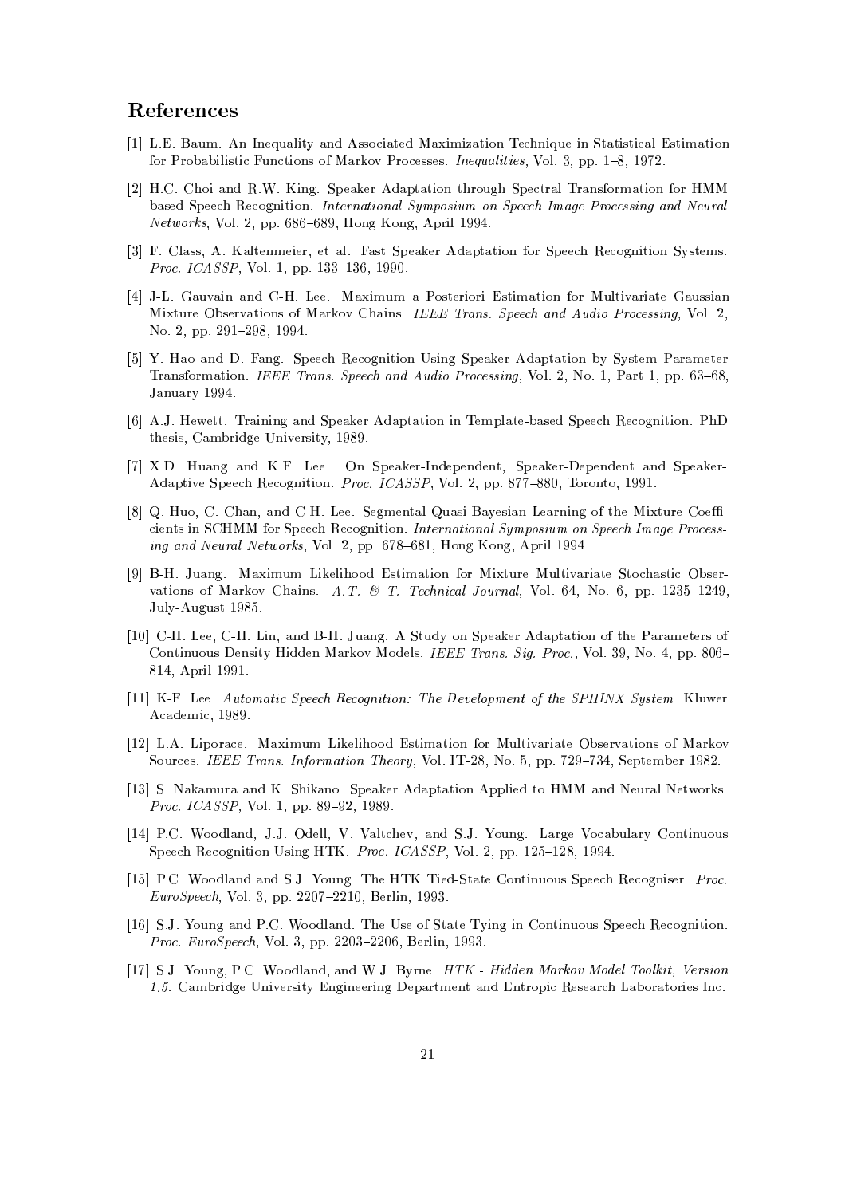## References

[1] L.E. Baum. An Inequality and Associated Maximization Technique in Statistical Estimation for Probabilistic Functions of Markov Processes. *Inequalities*, Vol. 3, pp. 1–8, 1972.

[2] H.C. Choi and R.W. King. Speaker Adaptation through Spectral Transformation for HMM based Speech Recognition. *International Symposium on Speech Image Processing and Neural Networks*, Vol. 2, pp. 686–689, Hong Kong, April 1994.

[3] F. Class, A. Kaltenmeier, et al. Fast Speaker Adaptation for Speech Recognition Systems. *Proc. ICASSP*, Vol. 1, pp. 133–136, 1990.

[4] J-L. Gauvain and C-H. Lee. Maximum a Posteriori Estimation for Multivariate Gaussian Mixture Observations of Markov Chains. *IEEE Trans. Speech and Audio Processing*, Vol. 2, No. 2, pp. 291–298, 1994.

[5] Y. Hao and D. Fang. Speech Recognition Using Speaker Adaptation by System Parameter Transformation. *IEEE Trans. Speech and Audio Processing*, Vol. 2, No. 1, Part 1, pp. 63–68, January 1994.

[6] A.J. Hewett. Training and Speaker Adaptation in Template-based Speech Recognition. PhD thesis, Cambridge University, 1989.

[7] X.D. Huang and K.F. Lee. On Speaker-Independent, Speaker-Dependent and Speaker-Adaptive Speech Recognition. *Proc. ICASSP*, Vol. 2, pp. 877–880, Toronto, 1991.

[8] Q. Huo, C. Chan, and C-H. Lee. Segmental Quasi-Bayesian Learning of the Mixture Coefficients in SCHMM for Speech Recognition. *International Symposium on Speech Image Processing and Neural Networks*, Vol. 2, pp. 678–681, Hong Kong, April 1994.

[9] B-H. Juang. Maximum Likelihood Estimation for Mixture Multivariate Stochastic Observations of Markov Chains. *A.T. & T. Technical Journal*, Vol. 64, No. 6, pp. 1235–1249, July-August 1985.

[10] C-H. Lee, C-H. Lin, and B-H. Juang. A Study on Speaker Adaptation of the Parameters of Continuous Density Hidden Markov Models. *IEEE Trans. Sig. Proc.*, Vol. 39, No. 4, pp. 806–814, April 1991.

[11] K-F. Lee. *Automatic Speech Recognition: The Development of the SPHINX System*. Kluwer Academic, 1989.

[12] L.A. Liporace. Maximum Likelihood Estimation for Multivariate Observations of Markov Sources. *IEEE Trans. Information Theory*, Vol. IT-28, No. 5, pp. 729–734, September 1982.

[13] S. Nakamura and K. Shikano. Speaker Adaptation Applied to HMM and Neural Networks. *Proc. ICASSP*, Vol. 1, pp. 89–92, 1989.

[14] P.C. Woodland, J.J. Odell, V. Valtchev, and S.J. Young. Large Vocabulary Continuous Speech Recognition Using HTK. *Proc. ICASSP*, Vol. 2, pp. 125–128, 1994.

[15] P.C. Woodland and S.J. Young. The HTK Tied-State Continuous Speech Recogniser. *Proc. EuroSpeech*, Vol. 3, pp. 2207–2210, Berlin, 1993.

[16] S.J. Young and P.C. Woodland. The Use of State Tying in Continuous Speech Recognition. *Proc. EuroSpeech*, Vol. 3, pp. 2203–2206, Berlin, 1993.

[17] S.J. Young, P.C. Woodland, and W.J. Byrne. *HTK - Hidden Markov Model Toolkit, Version 1.5*. Cambridge University Engineering Department and Entropic Research Laboratories Inc.